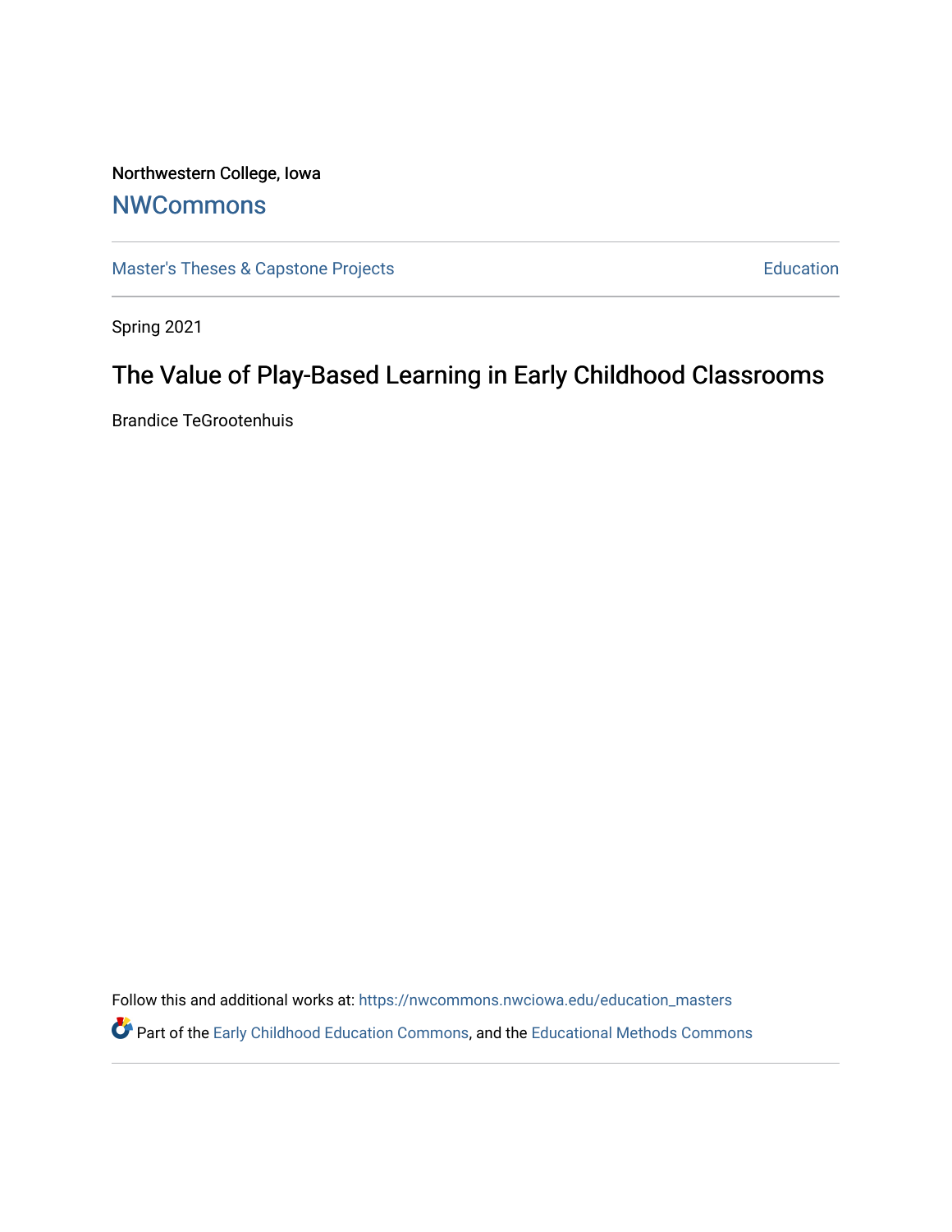Northwestern College, Iowa

## NWCommons

Master's Theses & Capstone Projects | Education

Spring 2021

# The Value of Play-Based Learning in Early Childhood Classrooms

Brandice TeGrootenhuis

Follow this and additional works at: https://nwcommons.nwciowa.edu/education_masters

Part of the Early Childhood Education Commons, and the Educational Methods Commons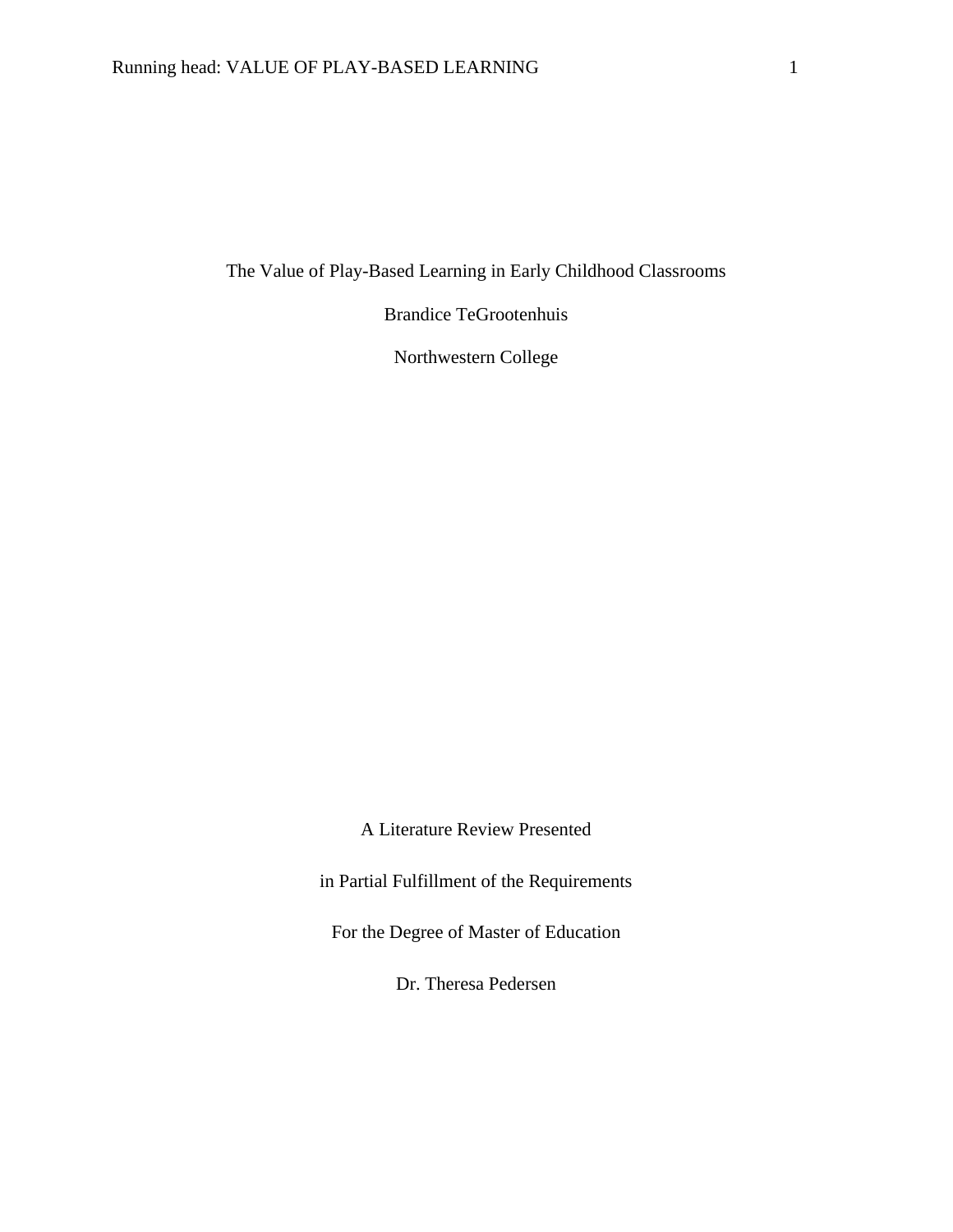The Value of Play-Based Learning in Early Childhood Classrooms

Brandice TeGrootenhuis

Northwestern College

A Literature Review Presented

in Partial Fulfillment of the Requirements

For the Degree of Master of Education

Dr. Theresa Pedersen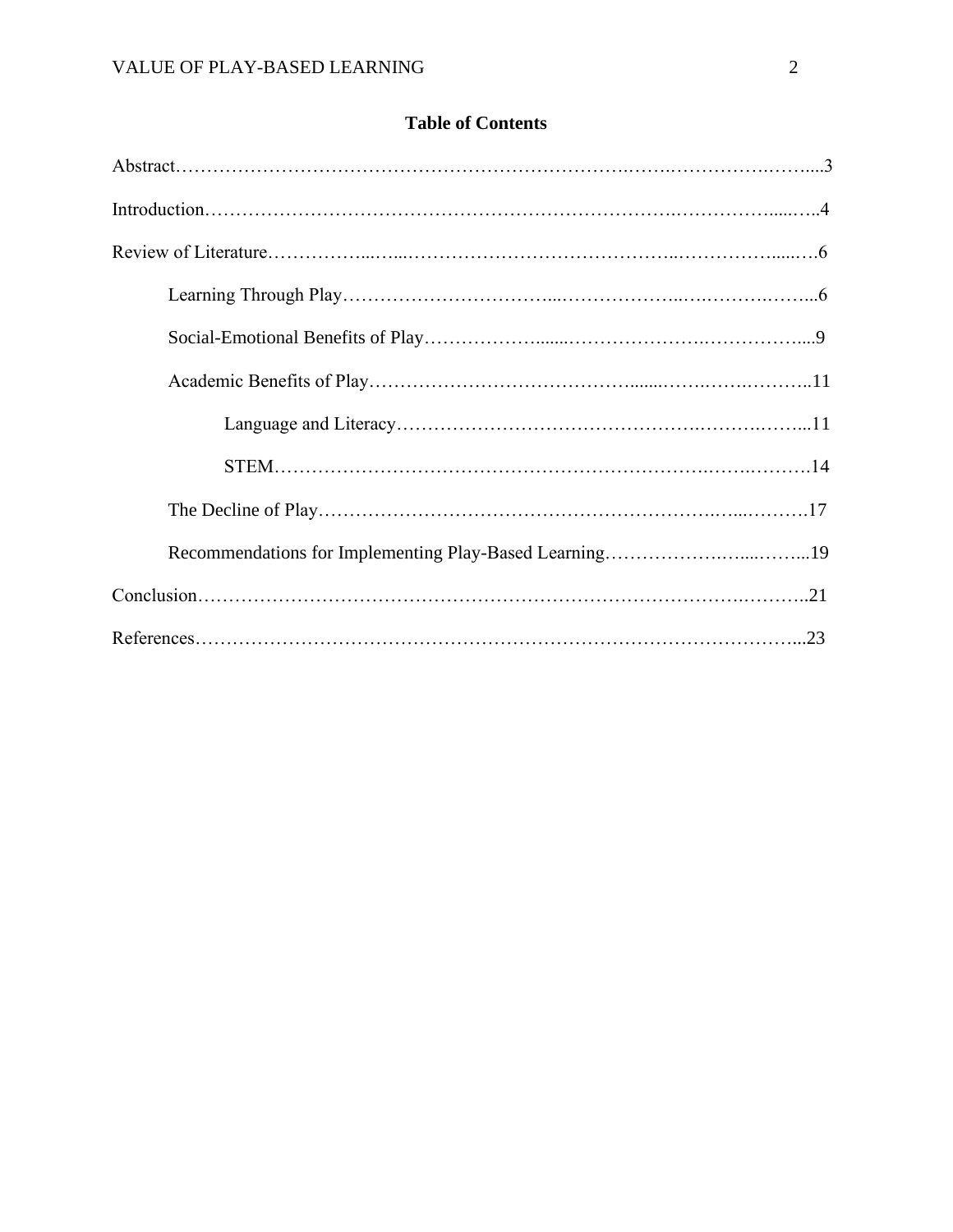## Table of Contents

Abstract……………………………………………………………………………………………3

Introduction………………………………………………………………………………………4

Review of Literature………………………………………………………………………………6

- Learning Through Play……………………………………………………………………6
- Social-Emotional Benefits of Play…………………………………………………………9
- Academic Benefits of Play…………………………………………………………………11
  - Language and Literacy……………………………………………………………11
  - STEM………………………………………………………………………………14
- The Decline of Play………………………………………………………………………17
- Recommendations for Implementing Play-Based Learning………………………………19

Conclusion…………………………………………………………………………………………21

References…………………………………………………………………………………………23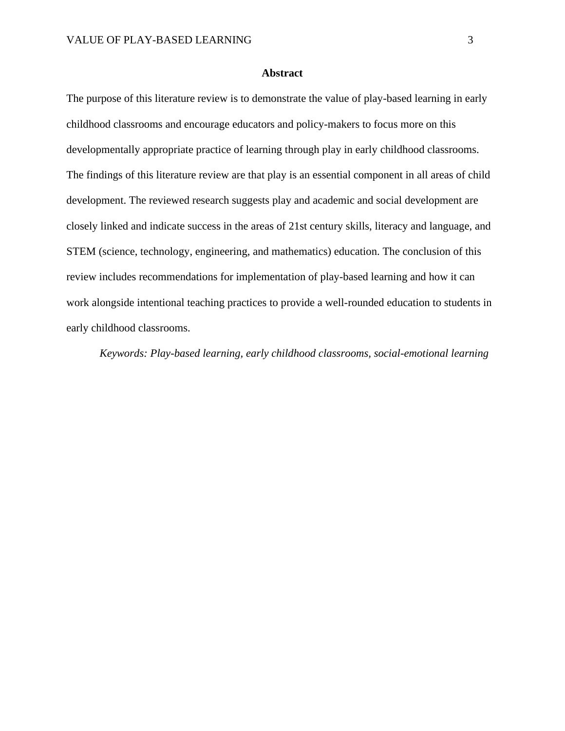## Abstract

The purpose of this literature review is to demonstrate the value of play-based learning in early childhood classrooms and encourage educators and policy-makers to focus more on this developmentally appropriate practice of learning through play in early childhood classrooms. The findings of this literature review are that play is an essential component in all areas of child development. The reviewed research suggests play and academic and social development are closely linked and indicate success in the areas of 21st century skills, literacy and language, and STEM (science, technology, engineering, and mathematics) education. The conclusion of this review includes recommendations for implementation of play-based learning and how it can work alongside intentional teaching practices to provide a well-rounded education to students in early childhood classrooms.

*Keywords: Play-based learning, early childhood classrooms, social-emotional learning*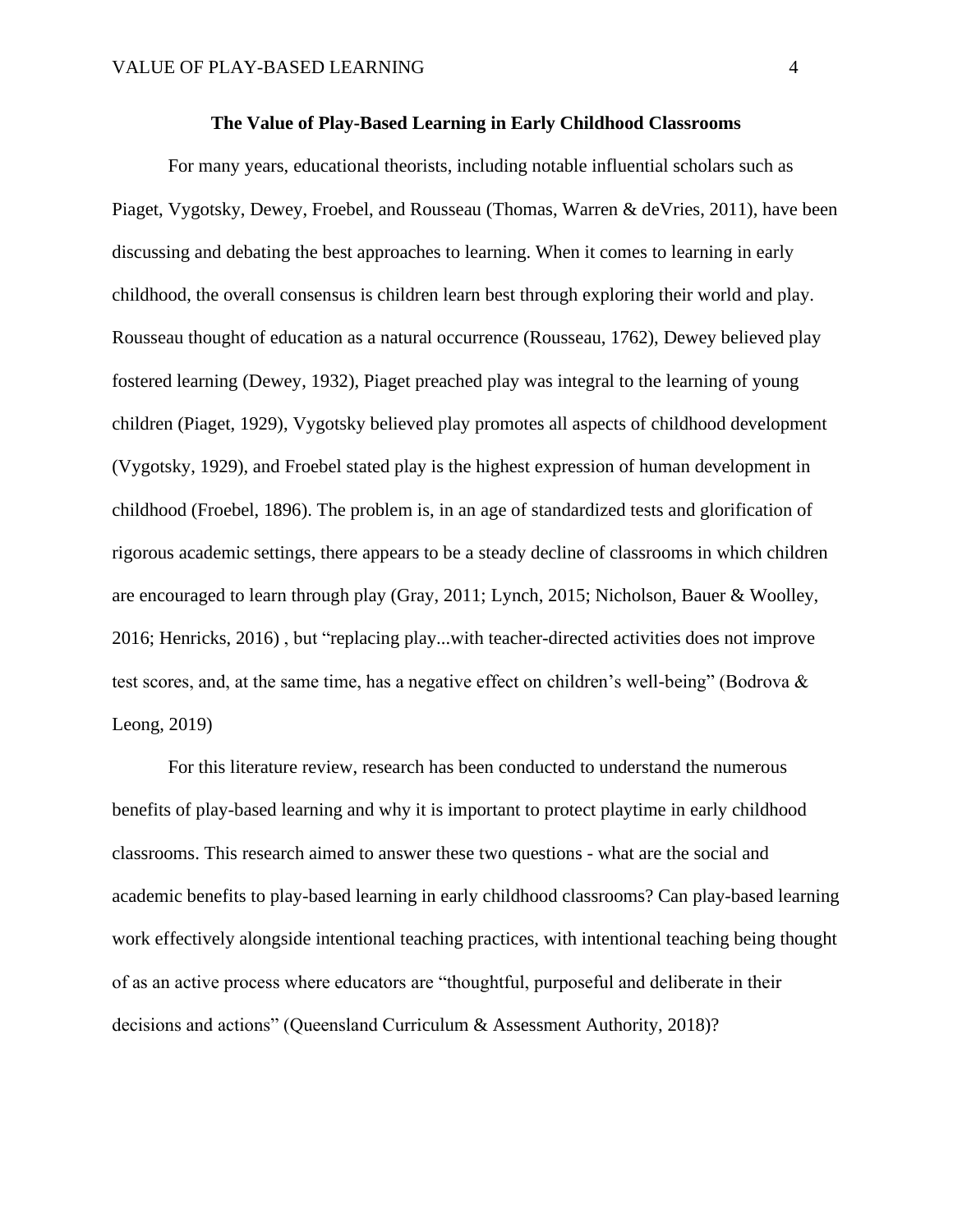**The Value of Play-Based Learning in Early Childhood Classrooms**

For many years, educational theorists, including notable influential scholars such as Piaget, Vygotsky, Dewey, Froebel, and Rousseau (Thomas, Warren & deVries, 2011), have been discussing and debating the best approaches to learning. When it comes to learning in early childhood, the overall consensus is children learn best through exploring their world and play. Rousseau thought of education as a natural occurrence (Rousseau, 1762), Dewey believed play fostered learning (Dewey, 1932), Piaget preached play was integral to the learning of young children (Piaget, 1929), Vygotsky believed play promotes all aspects of childhood development (Vygotsky, 1929), and Froebel stated play is the highest expression of human development in childhood (Froebel, 1896). The problem is, in an age of standardized tests and glorification of rigorous academic settings, there appears to be a steady decline of classrooms in which children are encouraged to learn through play (Gray, 2011; Lynch, 2015; Nicholson, Bauer & Woolley, 2016; Henricks, 2016) , but "replacing play...with teacher-directed activities does not improve test scores, and, at the same time, has a negative effect on children's well-being" (Bodrova & Leong, 2019)

For this literature review, research has been conducted to understand the numerous benefits of play-based learning and why it is important to protect playtime in early childhood classrooms. This research aimed to answer these two questions - what are the social and academic benefits to play-based learning in early childhood classrooms? Can play-based learning work effectively alongside intentional teaching practices, with intentional teaching being thought of as an active process where educators are "thoughtful, purposeful and deliberate in their decisions and actions" (Queensland Curriculum & Assessment Authority, 2018)?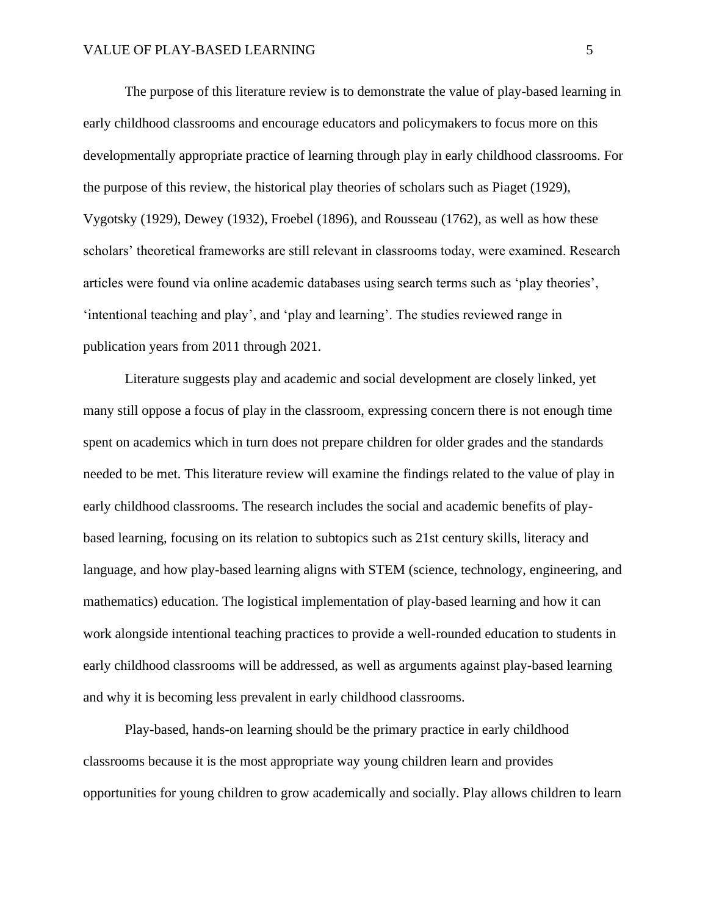The purpose of this literature review is to demonstrate the value of play-based learning in early childhood classrooms and encourage educators and policymakers to focus more on this developmentally appropriate practice of learning through play in early childhood classrooms. For the purpose of this review, the historical play theories of scholars such as Piaget (1929), Vygotsky (1929), Dewey (1932), Froebel (1896), and Rousseau (1762), as well as how these scholars' theoretical frameworks are still relevant in classrooms today, were examined. Research articles were found via online academic databases using search terms such as 'play theories', 'intentional teaching and play', and 'play and learning'. The studies reviewed range in publication years from 2011 through 2021.

Literature suggests play and academic and social development are closely linked, yet many still oppose a focus of play in the classroom, expressing concern there is not enough time spent on academics which in turn does not prepare children for older grades and the standards needed to be met. This literature review will examine the findings related to the value of play in early childhood classrooms. The research includes the social and academic benefits of play-based learning, focusing on its relation to subtopics such as 21st century skills, literacy and language, and how play-based learning aligns with STEM (science, technology, engineering, and mathematics) education. The logistical implementation of play-based learning and how it can work alongside intentional teaching practices to provide a well-rounded education to students in early childhood classrooms will be addressed, as well as arguments against play-based learning and why it is becoming less prevalent in early childhood classrooms.

Play-based, hands-on learning should be the primary practice in early childhood classrooms because it is the most appropriate way young children learn and provides opportunities for young children to grow academically and socially. Play allows children to learn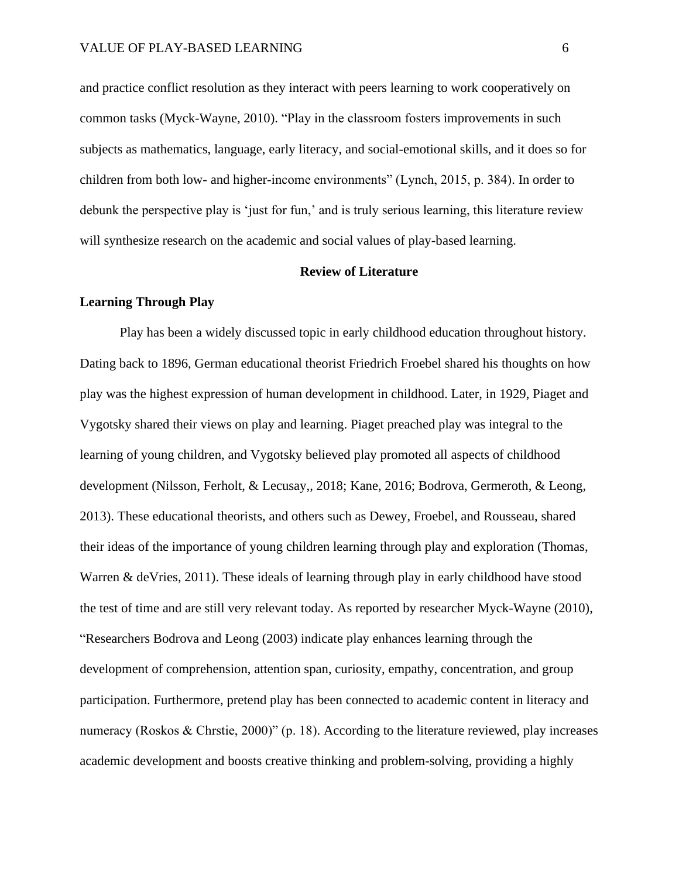and practice conflict resolution as they interact with peers learning to work cooperatively on common tasks (Myck-Wayne, 2010). “Play in the classroom fosters improvements in such subjects as mathematics, language, early literacy, and social-emotional skills, and it does so for children from both low- and higher-income environments” (Lynch, 2015, p. 384). In order to debunk the perspective play is ‘just for fun,’ and is truly serious learning, this literature review will synthesize research on the academic and social values of play-based learning.

## Review of Literature

### Learning Through Play

Play has been a widely discussed topic in early childhood education throughout history. Dating back to 1896, German educational theorist Friedrich Froebel shared his thoughts on how play was the highest expression of human development in childhood. Later, in 1929, Piaget and Vygotsky shared their views on play and learning. Piaget preached play was integral to the learning of young children, and Vygotsky believed play promoted all aspects of childhood development (Nilsson, Ferholt, & Lecusay,, 2018; Kane, 2016; Bodrova, Germeroth, & Leong, 2013). These educational theorists, and others such as Dewey, Froebel, and Rousseau, shared their ideas of the importance of young children learning through play and exploration (Thomas, Warren & deVries, 2011). These ideals of learning through play in early childhood have stood the test of time and are still very relevant today. As reported by researcher Myck-Wayne (2010), “Researchers Bodrova and Leong (2003) indicate play enhances learning through the development of comprehension, attention span, curiosity, empathy, concentration, and group participation. Furthermore, pretend play has been connected to academic content in literacy and numeracy (Roskos & Chrstie, 2000)” (p. 18). According to the literature reviewed, play increases academic development and boosts creative thinking and problem-solving, providing a highly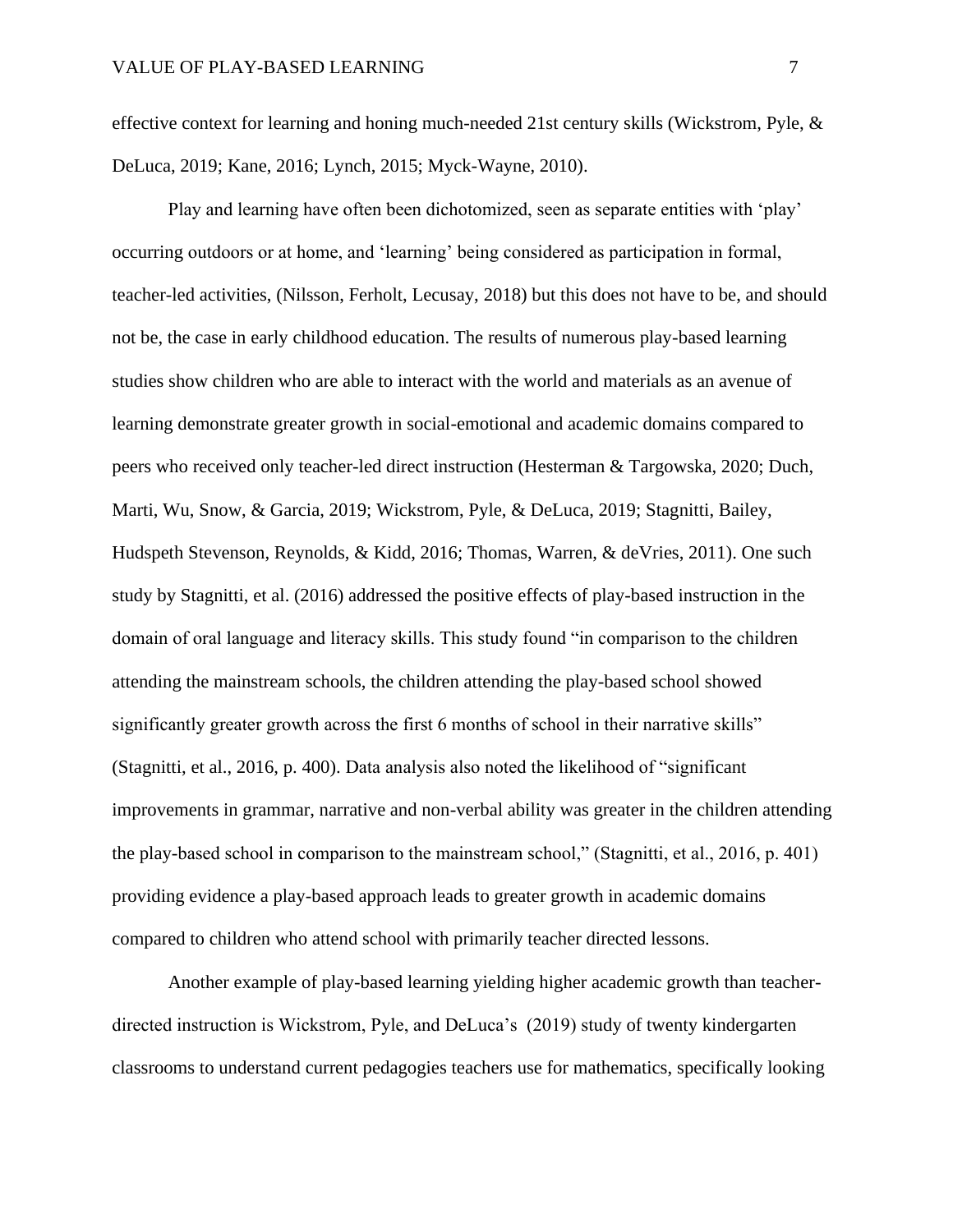effective context for learning and honing much-needed 21st century skills (Wickstrom, Pyle, & DeLuca, 2019; Kane, 2016; Lynch, 2015; Myck-Wayne, 2010).

Play and learning have often been dichotomized, seen as separate entities with 'play' occurring outdoors or at home, and 'learning' being considered as participation in formal, teacher-led activities, (Nilsson, Ferholt, Lecusay, 2018) but this does not have to be, and should not be, the case in early childhood education. The results of numerous play-based learning studies show children who are able to interact with the world and materials as an avenue of learning demonstrate greater growth in social-emotional and academic domains compared to peers who received only teacher-led direct instruction (Hesterman & Targowska, 2020; Duch, Marti, Wu, Snow, & Garcia, 2019; Wickstrom, Pyle, & DeLuca, 2019; Stagnitti, Bailey, Hudspeth Stevenson, Reynolds, & Kidd, 2016; Thomas, Warren, & deVries, 2011). One such study by Stagnitti, et al. (2016) addressed the positive effects of play-based instruction in the domain of oral language and literacy skills. This study found "in comparison to the children attending the mainstream schools, the children attending the play-based school showed significantly greater growth across the first 6 months of school in their narrative skills" (Stagnitti, et al., 2016, p. 400). Data analysis also noted the likelihood of "significant improvements in grammar, narrative and non-verbal ability was greater in the children attending the play-based school in comparison to the mainstream school," (Stagnitti, et al., 2016, p. 401) providing evidence a play-based approach leads to greater growth in academic domains compared to children who attend school with primarily teacher directed lessons.

Another example of play-based learning yielding higher academic growth than teacher-directed instruction is Wickstrom, Pyle, and DeLuca's (2019) study of twenty kindergarten classrooms to understand current pedagogies teachers use for mathematics, specifically looking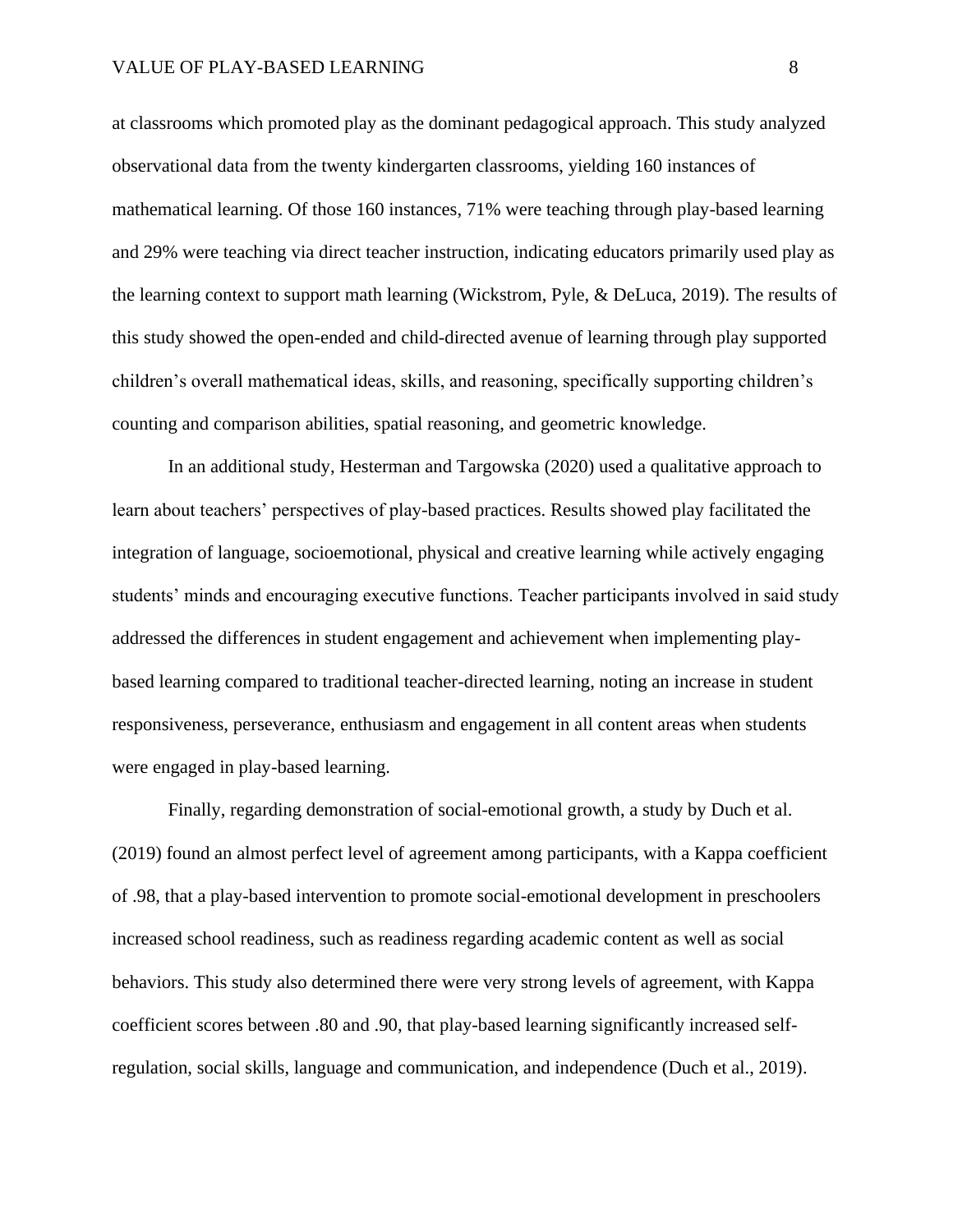at classrooms which promoted play as the dominant pedagogical approach. This study analyzed observational data from the twenty kindergarten classrooms, yielding 160 instances of mathematical learning. Of those 160 instances, 71% were teaching through play-based learning and 29% were teaching via direct teacher instruction, indicating educators primarily used play as the learning context to support math learning (Wickstrom, Pyle, & DeLuca, 2019). The results of this study showed the open-ended and child-directed avenue of learning through play supported children's overall mathematical ideas, skills, and reasoning, specifically supporting children's counting and comparison abilities, spatial reasoning, and geometric knowledge.

In an additional study, Hesterman and Targowska (2020) used a qualitative approach to learn about teachers' perspectives of play-based practices. Results showed play facilitated the integration of language, socioemotional, physical and creative learning while actively engaging students' minds and encouraging executive functions. Teacher participants involved in said study addressed the differences in student engagement and achievement when implementing play-based learning compared to traditional teacher-directed learning, noting an increase in student responsiveness, perseverance, enthusiasm and engagement in all content areas when students were engaged in play-based learning.

Finally, regarding demonstration of social-emotional growth, a study by Duch et al. (2019) found an almost perfect level of agreement among participants, with a Kappa coefficient of .98, that a play-based intervention to promote social-emotional development in preschoolers increased school readiness, such as readiness regarding academic content as well as social behaviors. This study also determined there were very strong levels of agreement, with Kappa coefficient scores between .80 and .90, that play-based learning significantly increased self-regulation, social skills, language and communication, and independence (Duch et al., 2019).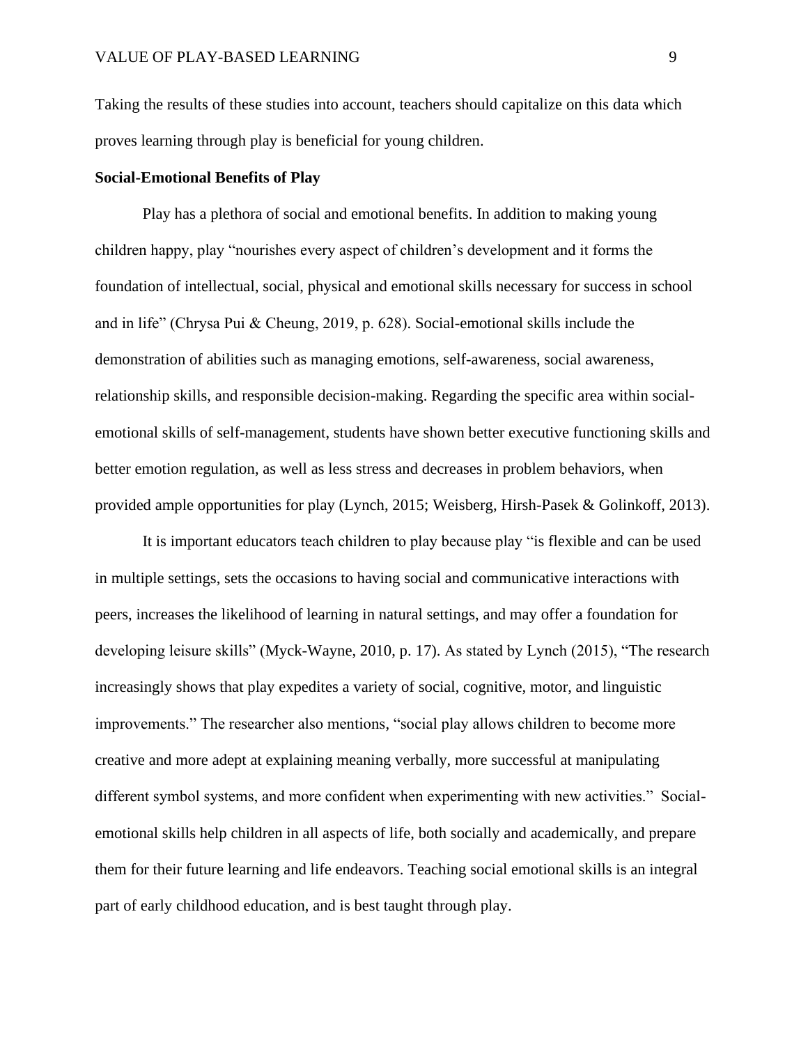Taking the results of these studies into account, teachers should capitalize on this data which proves learning through play is beneficial for young children.

**Social-Emotional Benefits of Play**

Play has a plethora of social and emotional benefits. In addition to making young children happy, play "nourishes every aspect of children's development and it forms the foundation of intellectual, social, physical and emotional skills necessary for success in school and in life" (Chrysa Pui & Cheung, 2019, p. 628). Social-emotional skills include the demonstration of abilities such as managing emotions, self-awareness, social awareness, relationship skills, and responsible decision-making. Regarding the specific area within social-emotional skills of self-management, students have shown better executive functioning skills and better emotion regulation, as well as less stress and decreases in problem behaviors, when provided ample opportunities for play (Lynch, 2015; Weisberg, Hirsh-Pasek & Golinkoff, 2013).

It is important educators teach children to play because play "is flexible and can be used in multiple settings, sets the occasions to having social and communicative interactions with peers, increases the likelihood of learning in natural settings, and may offer a foundation for developing leisure skills" (Myck-Wayne, 2010, p. 17). As stated by Lynch (2015), "The research increasingly shows that play expedites a variety of social, cognitive, motor, and linguistic improvements." The researcher also mentions, "social play allows children to become more creative and more adept at explaining meaning verbally, more successful at manipulating different symbol systems, and more confident when experimenting with new activities." Social-emotional skills help children in all aspects of life, both socially and academically, and prepare them for their future learning and life endeavors. Teaching social emotional skills is an integral part of early childhood education, and is best taught through play.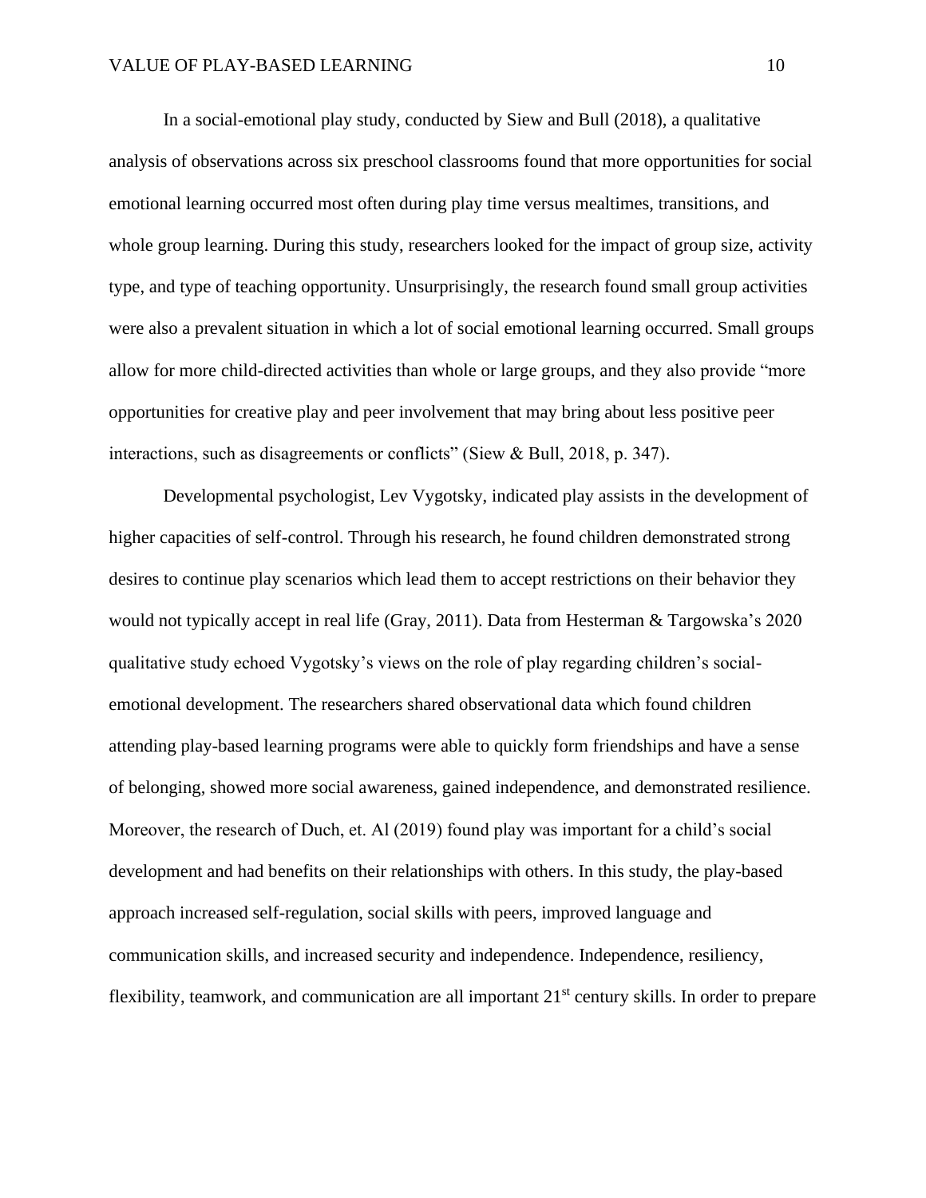In a social-emotional play study, conducted by Siew and Bull (2018), a qualitative analysis of observations across six preschool classrooms found that more opportunities for social emotional learning occurred most often during play time versus mealtimes, transitions, and whole group learning. During this study, researchers looked for the impact of group size, activity type, and type of teaching opportunity. Unsurprisingly, the research found small group activities were also a prevalent situation in which a lot of social emotional learning occurred. Small groups allow for more child-directed activities than whole or large groups, and they also provide "more opportunities for creative play and peer involvement that may bring about less positive peer interactions, such as disagreements or conflicts" (Siew & Bull, 2018, p. 347).

Developmental psychologist, Lev Vygotsky, indicated play assists in the development of higher capacities of self-control. Through his research, he found children demonstrated strong desires to continue play scenarios which lead them to accept restrictions on their behavior they would not typically accept in real life (Gray, 2011). Data from Hesterman & Targowska's 2020 qualitative study echoed Vygotsky's views on the role of play regarding children's social-emotional development. The researchers shared observational data which found children attending play-based learning programs were able to quickly form friendships and have a sense of belonging, showed more social awareness, gained independence, and demonstrated resilience. Moreover, the research of Duch, et. Al (2019) found play was important for a child's social development and had benefits on their relationships with others. In this study, the play-based approach increased self-regulation, social skills with peers, improved language and communication skills, and increased security and independence. Independence, resiliency, flexibility, teamwork, and communication are all important 21st century skills. In order to prepare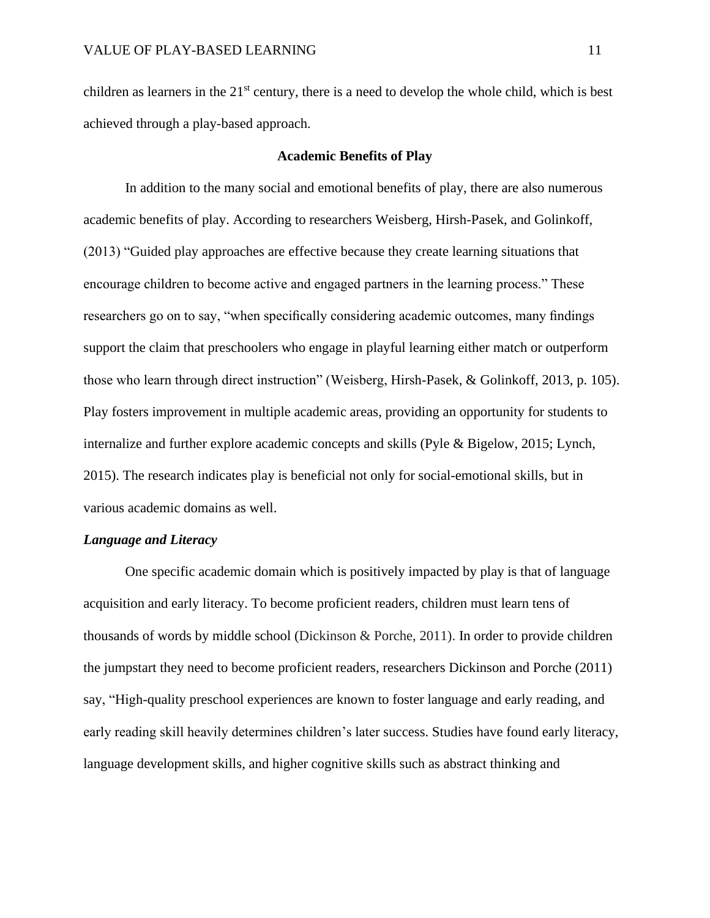children as learners in the 21st century, there is a need to develop the whole child, which is best achieved through a play-based approach.

## Academic Benefits of Play

In addition to the many social and emotional benefits of play, there are also numerous academic benefits of play. According to researchers Weisberg, Hirsh-Pasek, and Golinkoff, (2013) "Guided play approaches are effective because they create learning situations that encourage children to become active and engaged partners in the learning process." These researchers go on to say, "when specifically considering academic outcomes, many findings support the claim that preschoolers who engage in playful learning either match or outperform those who learn through direct instruction" (Weisberg, Hirsh-Pasek, & Golinkoff, 2013, p. 105). Play fosters improvement in multiple academic areas, providing an opportunity for students to internalize and further explore academic concepts and skills (Pyle & Bigelow, 2015; Lynch, 2015). The research indicates play is beneficial not only for social-emotional skills, but in various academic domains as well.

### *Language and Literacy*

One specific academic domain which is positively impacted by play is that of language acquisition and early literacy. To become proficient readers, children must learn tens of thousands of words by middle school (Dickinson & Porche, 2011). In order to provide children the jumpstart they need to become proficient readers, researchers Dickinson and Porche (2011) say, "High-quality preschool experiences are known to foster language and early reading, and early reading skill heavily determines children's later success. Studies have found early literacy, language development skills, and higher cognitive skills such as abstract thinking and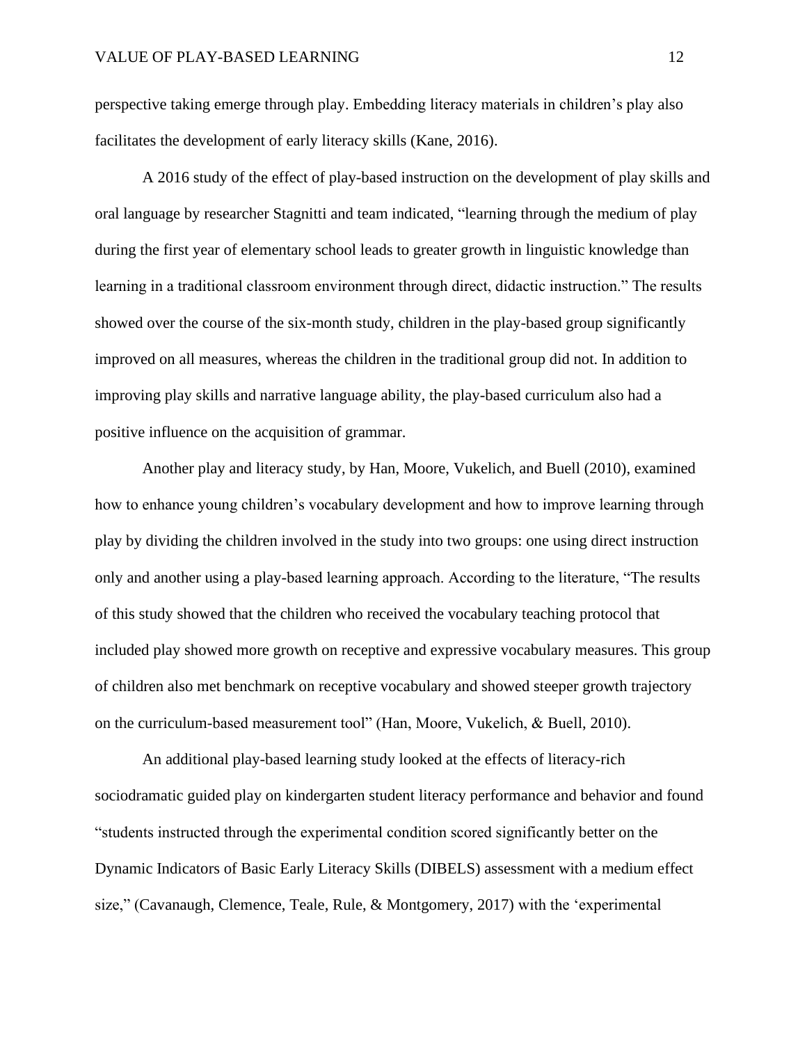perspective taking emerge through play. Embedding literacy materials in children's play also facilitates the development of early literacy skills (Kane, 2016).

A 2016 study of the effect of play-based instruction on the development of play skills and oral language by researcher Stagnitti and team indicated, "learning through the medium of play during the first year of elementary school leads to greater growth in linguistic knowledge than learning in a traditional classroom environment through direct, didactic instruction." The results showed over the course of the six-month study, children in the play-based group significantly improved on all measures, whereas the children in the traditional group did not. In addition to improving play skills and narrative language ability, the play-based curriculum also had a positive influence on the acquisition of grammar.

Another play and literacy study, by Han, Moore, Vukelich, and Buell (2010), examined how to enhance young children's vocabulary development and how to improve learning through play by dividing the children involved in the study into two groups: one using direct instruction only and another using a play-based learning approach. According to the literature, "The results of this study showed that the children who received the vocabulary teaching protocol that included play showed more growth on receptive and expressive vocabulary measures. This group of children also met benchmark on receptive vocabulary and showed steeper growth trajectory on the curriculum-based measurement tool" (Han, Moore, Vukelich, & Buell, 2010).

An additional play-based learning study looked at the effects of literacy-rich sociodramatic guided play on kindergarten student literacy performance and behavior and found "students instructed through the experimental condition scored significantly better on the Dynamic Indicators of Basic Early Literacy Skills (DIBELS) assessment with a medium effect size," (Cavanaugh, Clemence, Teale, Rule, & Montgomery, 2017) with the 'experimental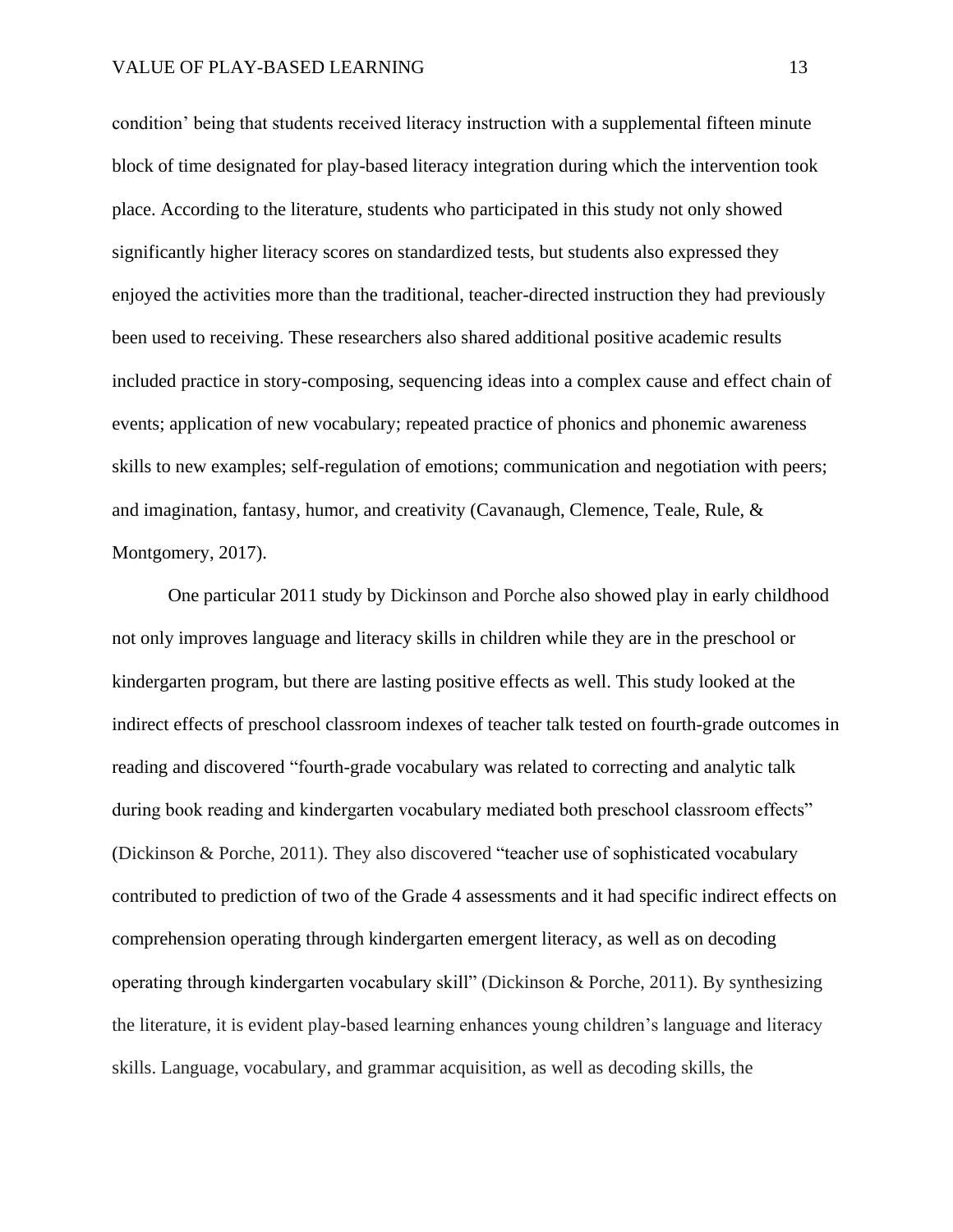condition' being that students received literacy instruction with a supplemental fifteen minute block of time designated for play-based literacy integration during which the intervention took place. According to the literature, students who participated in this study not only showed significantly higher literacy scores on standardized tests, but students also expressed they enjoyed the activities more than the traditional, teacher-directed instruction they had previously been used to receiving. These researchers also shared additional positive academic results included practice in story-composing, sequencing ideas into a complex cause and effect chain of events; application of new vocabulary; repeated practice of phonics and phonemic awareness skills to new examples; self-regulation of emotions; communication and negotiation with peers; and imagination, fantasy, humor, and creativity (Cavanaugh, Clemence, Teale, Rule, & Montgomery, 2017).

One particular 2011 study by Dickinson and Porche also showed play in early childhood not only improves language and literacy skills in children while they are in the preschool or kindergarten program, but there are lasting positive effects as well. This study looked at the indirect effects of preschool classroom indexes of teacher talk tested on fourth-grade outcomes in reading and discovered "fourth-grade vocabulary was related to correcting and analytic talk during book reading and kindergarten vocabulary mediated both preschool classroom effects" (Dickinson & Porche, 2011). They also discovered "teacher use of sophisticated vocabulary contributed to prediction of two of the Grade 4 assessments and it had specific indirect effects on comprehension operating through kindergarten emergent literacy, as well as on decoding operating through kindergarten vocabulary skill" (Dickinson & Porche, 2011). By synthesizing the literature, it is evident play-based learning enhances young children's language and literacy skills. Language, vocabulary, and grammar acquisition, as well as decoding skills, the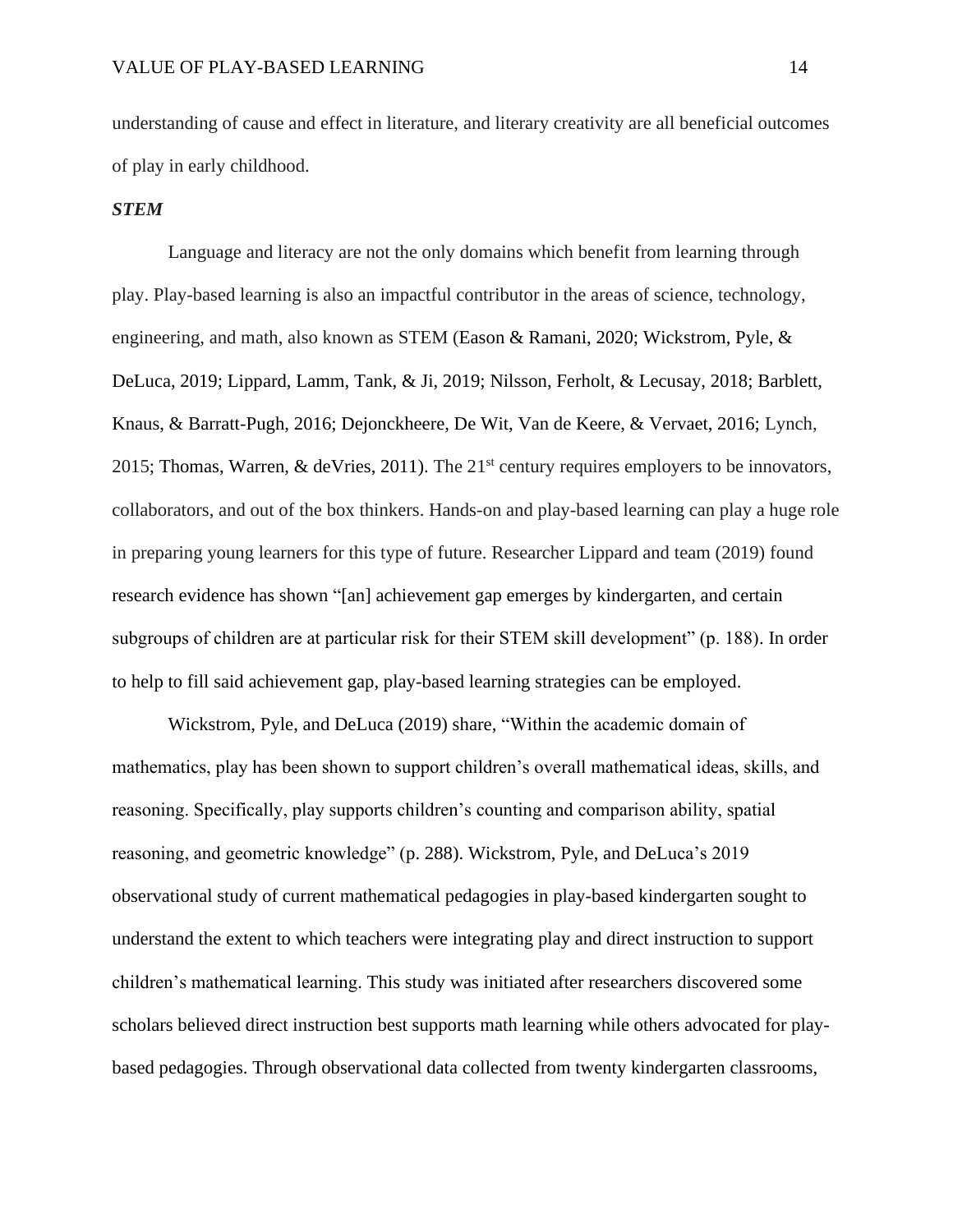understanding of cause and effect in literature, and literary creativity are all beneficial outcomes of play in early childhood.

### ***STEM***

Language and literacy are not the only domains which benefit from learning through play. Play-based learning is also an impactful contributor in the areas of science, technology, engineering, and math, also known as STEM (Eason & Ramani, 2020; Wickstrom, Pyle, & DeLuca, 2019; Lippard, Lamm, Tank, & Ji, 2019; Nilsson, Ferholt, & Lecusay, 2018; Barblett, Knaus, & Barratt-Pugh, 2016; Dejonckheere, De Wit, Van de Keere, & Vervaet, 2016; Lynch, 2015; Thomas, Warren, & deVries, 2011). The 21st century requires employers to be innovators, collaborators, and out of the box thinkers. Hands-on and play-based learning can play a huge role in preparing young learners for this type of future. Researcher Lippard and team (2019) found research evidence has shown "[an] achievement gap emerges by kindergarten, and certain subgroups of children are at particular risk for their STEM skill development" (p. 188). In order to help to fill said achievement gap, play-based learning strategies can be employed.

Wickstrom, Pyle, and DeLuca (2019) share, "Within the academic domain of mathematics, play has been shown to support children's overall mathematical ideas, skills, and reasoning. Specifically, play supports children's counting and comparison ability, spatial reasoning, and geometric knowledge" (p. 288). Wickstrom, Pyle, and DeLuca's 2019 observational study of current mathematical pedagogies in play-based kindergarten sought to understand the extent to which teachers were integrating play and direct instruction to support children's mathematical learning. This study was initiated after researchers discovered some scholars believed direct instruction best supports math learning while others advocated for play-based pedagogies. Through observational data collected from twenty kindergarten classrooms,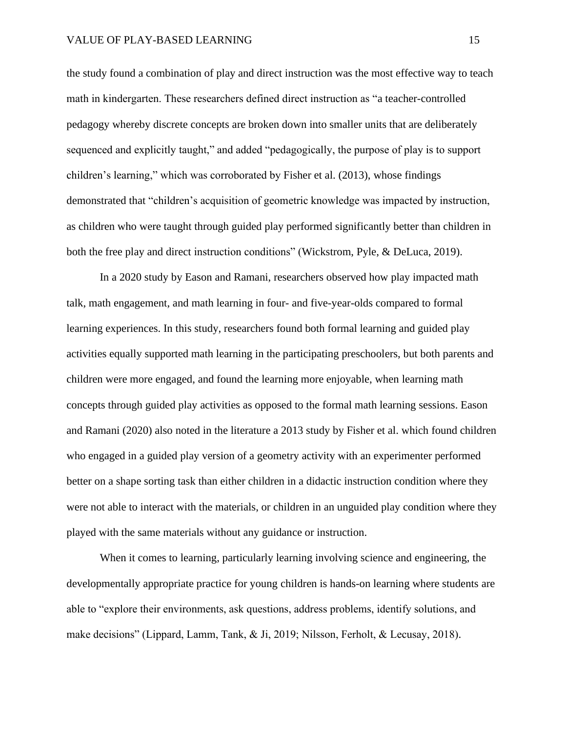the study found a combination of play and direct instruction was the most effective way to teach math in kindergarten. These researchers defined direct instruction as “a teacher-controlled pedagogy whereby discrete concepts are broken down into smaller units that are deliberately sequenced and explicitly taught,” and added “pedagogically, the purpose of play is to support children’s learning,” which was corroborated by Fisher et al. (2013), whose findings demonstrated that “children’s acquisition of geometric knowledge was impacted by instruction, as children who were taught through guided play performed significantly better than children in both the free play and direct instruction conditions” (Wickstrom, Pyle, & DeLuca, 2019).

In a 2020 study by Eason and Ramani, researchers observed how play impacted math talk, math engagement, and math learning in four- and five-year-olds compared to formal learning experiences. In this study, researchers found both formal learning and guided play activities equally supported math learning in the participating preschoolers, but both parents and children were more engaged, and found the learning more enjoyable, when learning math concepts through guided play activities as opposed to the formal math learning sessions. Eason and Ramani (2020) also noted in the literature a 2013 study by Fisher et al. which found children who engaged in a guided play version of a geometry activity with an experimenter performed better on a shape sorting task than either children in a didactic instruction condition where they were not able to interact with the materials, or children in an unguided play condition where they played with the same materials without any guidance or instruction.

When it comes to learning, particularly learning involving science and engineering, the developmentally appropriate practice for young children is hands-on learning where students are able to “explore their environments, ask questions, address problems, identify solutions, and make decisions” (Lippard, Lamm, Tank, & Ji, 2019; Nilsson, Ferholt, & Lecusay, 2018).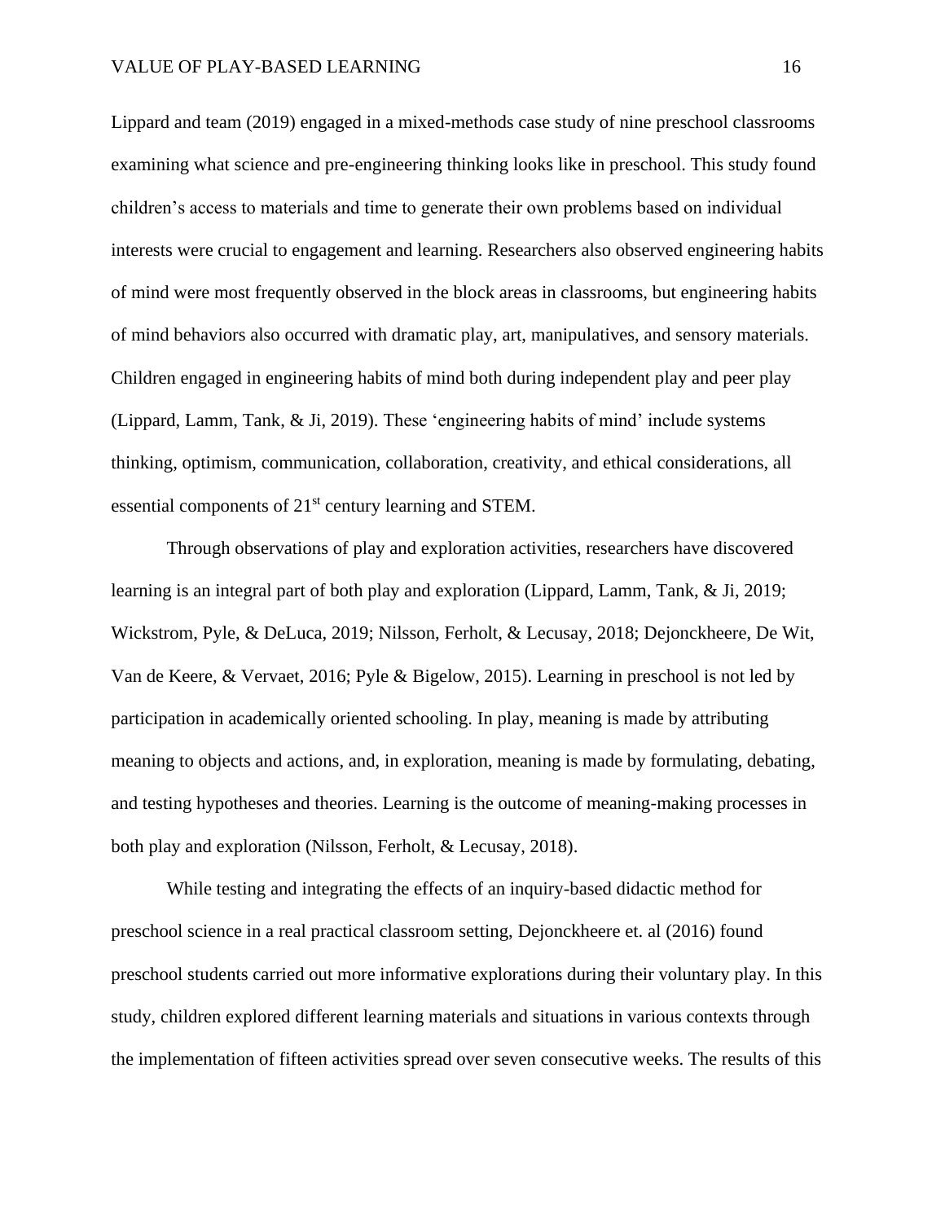Lippard and team (2019) engaged in a mixed-methods case study of nine preschool classrooms examining what science and pre-engineering thinking looks like in preschool. This study found children's access to materials and time to generate their own problems based on individual interests were crucial to engagement and learning. Researchers also observed engineering habits of mind were most frequently observed in the block areas in classrooms, but engineering habits of mind behaviors also occurred with dramatic play, art, manipulatives, and sensory materials. Children engaged in engineering habits of mind both during independent play and peer play (Lippard, Lamm, Tank, & Ji, 2019). These 'engineering habits of mind' include systems thinking, optimism, communication, collaboration, creativity, and ethical considerations, all essential components of 21st century learning and STEM.

Through observations of play and exploration activities, researchers have discovered learning is an integral part of both play and exploration (Lippard, Lamm, Tank, & Ji, 2019; Wickstrom, Pyle, & DeLuca, 2019; Nilsson, Ferholt, & Lecusay, 2018; Dejonckheere, De Wit, Van de Keere, & Vervaet, 2016; Pyle & Bigelow, 2015). Learning in preschool is not led by participation in academically oriented schooling. In play, meaning is made by attributing meaning to objects and actions, and, in exploration, meaning is made by formulating, debating, and testing hypotheses and theories. Learning is the outcome of meaning-making processes in both play and exploration (Nilsson, Ferholt, & Lecusay, 2018).

While testing and integrating the effects of an inquiry-based didactic method for preschool science in a real practical classroom setting, Dejonckheere et. al (2016) found preschool students carried out more informative explorations during their voluntary play. In this study, children explored different learning materials and situations in various contexts through the implementation of fifteen activities spread over seven consecutive weeks. The results of this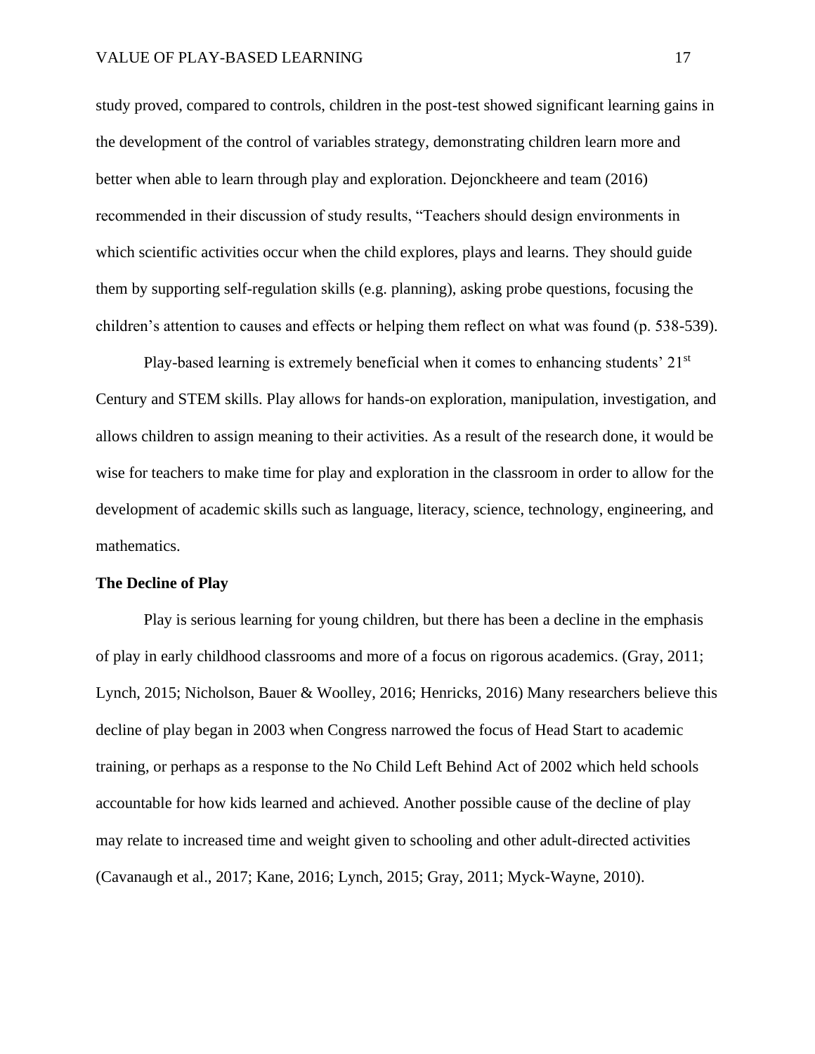study proved, compared to controls, children in the post-test showed significant learning gains in the development of the control of variables strategy, demonstrating children learn more and better when able to learn through play and exploration. Dejonckheere and team (2016) recommended in their discussion of study results, “Teachers should design environments in which scientific activities occur when the child explores, plays and learns. They should guide them by supporting self-regulation skills (e.g. planning), asking probe questions, focusing the children’s attention to causes and effects or helping them reflect on what was found (p. 538-539).

Play-based learning is extremely beneficial when it comes to enhancing students’ 21st Century and STEM skills. Play allows for hands-on exploration, manipulation, investigation, and allows children to assign meaning to their activities. As a result of the research done, it would be wise for teachers to make time for play and exploration in the classroom in order to allow for the development of academic skills such as language, literacy, science, technology, engineering, and mathematics.

**The Decline of Play**

Play is serious learning for young children, but there has been a decline in the emphasis of play in early childhood classrooms and more of a focus on rigorous academics. (Gray, 2011; Lynch, 2015; Nicholson, Bauer & Woolley, 2016; Henricks, 2016) Many researchers believe this decline of play began in 2003 when Congress narrowed the focus of Head Start to academic training, or perhaps as a response to the No Child Left Behind Act of 2002 which held schools accountable for how kids learned and achieved. Another possible cause of the decline of play may relate to increased time and weight given to schooling and other adult-directed activities (Cavanaugh et al., 2017; Kane, 2016; Lynch, 2015; Gray, 2011; Myck-Wayne, 2010).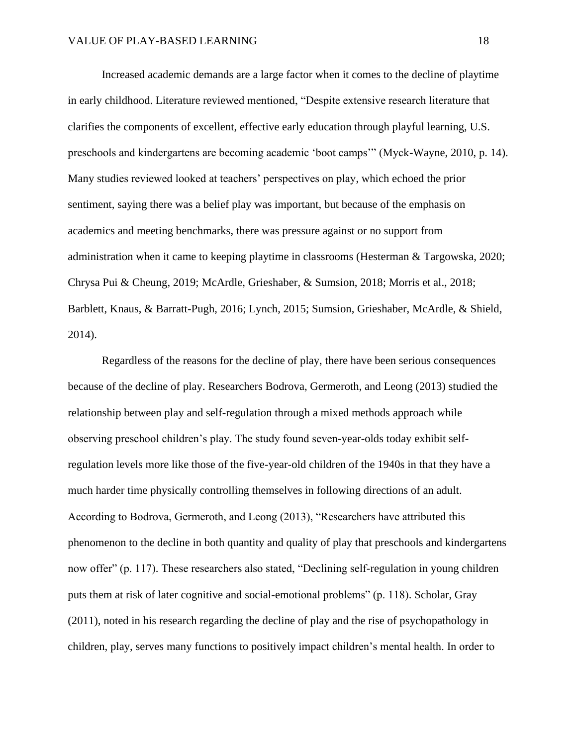Increased academic demands are a large factor when it comes to the decline of playtime in early childhood. Literature reviewed mentioned, “Despite extensive research literature that clarifies the components of excellent, effective early education through playful learning, U.S. preschools and kindergartens are becoming academic ‘boot camps’” (Myck-Wayne, 2010, p. 14). Many studies reviewed looked at teachers’ perspectives on play, which echoed the prior sentiment, saying there was a belief play was important, but because of the emphasis on academics and meeting benchmarks, there was pressure against or no support from administration when it came to keeping playtime in classrooms (Hesterman & Targowska, 2020; Chrysa Pui & Cheung, 2019; McArdle, Grieshaber, & Sumsion, 2018; Morris et al., 2018; Barblett, Knaus, & Barratt-Pugh, 2016; Lynch, 2015; Sumsion, Grieshaber, McArdle, & Shield, 2014).

Regardless of the reasons for the decline of play, there have been serious consequences because of the decline of play. Researchers Bodrova, Germeroth, and Leong (2013) studied the relationship between play and self-regulation through a mixed methods approach while observing preschool children’s play. The study found seven-year-olds today exhibit self-regulation levels more like those of the five-year-old children of the 1940s in that they have a much harder time physically controlling themselves in following directions of an adult. According to Bodrova, Germeroth, and Leong (2013), “Researchers have attributed this phenomenon to the decline in both quantity and quality of play that preschools and kindergartens now offer” (p. 117). These researchers also stated, “Declining self-regulation in young children puts them at risk of later cognitive and social-emotional problems” (p. 118). Scholar, Gray (2011), noted in his research regarding the decline of play and the rise of psychopathology in children, play, serves many functions to positively impact children’s mental health. In order to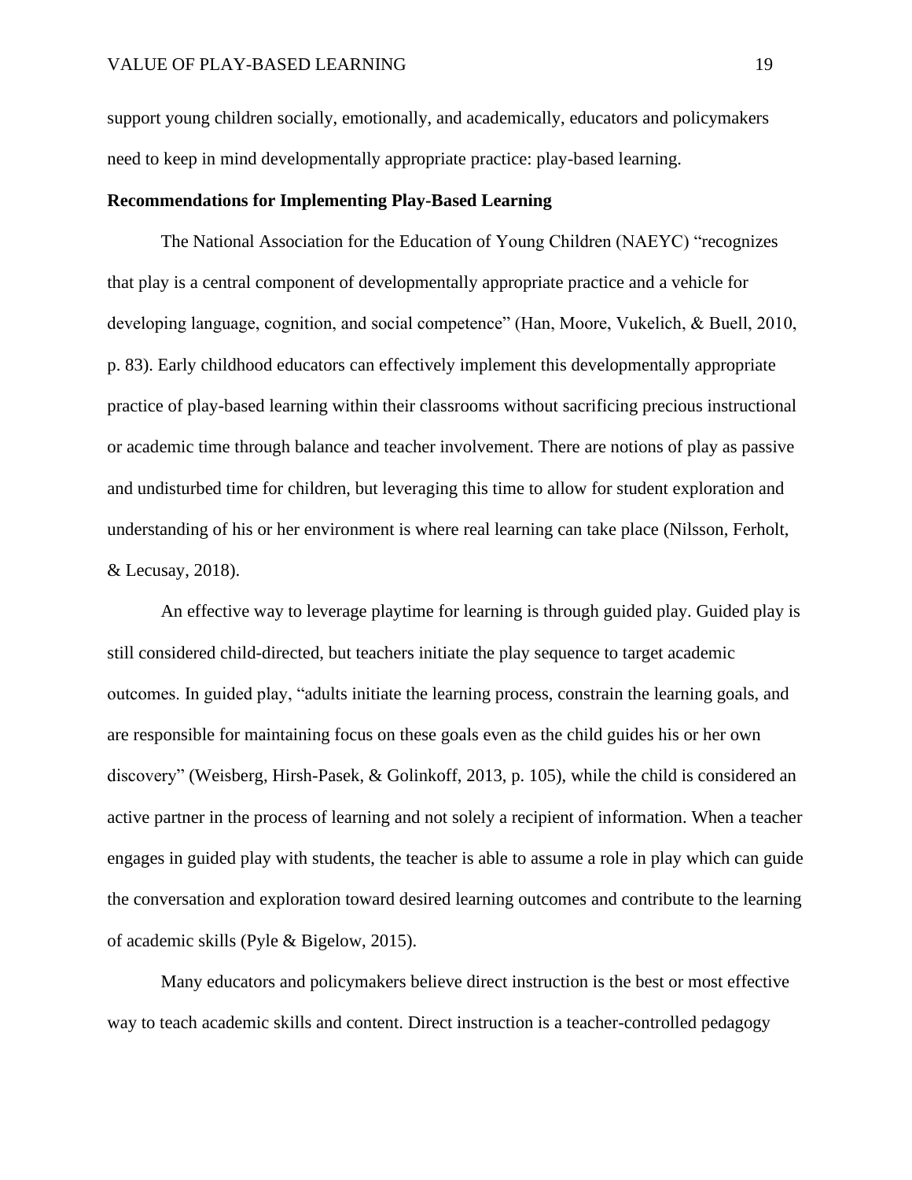support young children socially, emotionally, and academically, educators and policymakers need to keep in mind developmentally appropriate practice: play-based learning.

## Recommendations for Implementing Play-Based Learning

The National Association for the Education of Young Children (NAEYC) "recognizes that play is a central component of developmentally appropriate practice and a vehicle for developing language, cognition, and social competence" (Han, Moore, Vukelich, & Buell, 2010, p. 83). Early childhood educators can effectively implement this developmentally appropriate practice of play-based learning within their classrooms without sacrificing precious instructional or academic time through balance and teacher involvement. There are notions of play as passive and undisturbed time for children, but leveraging this time to allow for student exploration and understanding of his or her environment is where real learning can take place (Nilsson, Ferholt, & Lecusay, 2018).

An effective way to leverage playtime for learning is through guided play. Guided play is still considered child-directed, but teachers initiate the play sequence to target academic outcomes. In guided play, "adults initiate the learning process, constrain the learning goals, and are responsible for maintaining focus on these goals even as the child guides his or her own discovery" (Weisberg, Hirsh-Pasek, & Golinkoff, 2013, p. 105), while the child is considered an active partner in the process of learning and not solely a recipient of information. When a teacher engages in guided play with students, the teacher is able to assume a role in play which can guide the conversation and exploration toward desired learning outcomes and contribute to the learning of academic skills (Pyle & Bigelow, 2015).

Many educators and policymakers believe direct instruction is the best or most effective way to teach academic skills and content. Direct instruction is a teacher-controlled pedagogy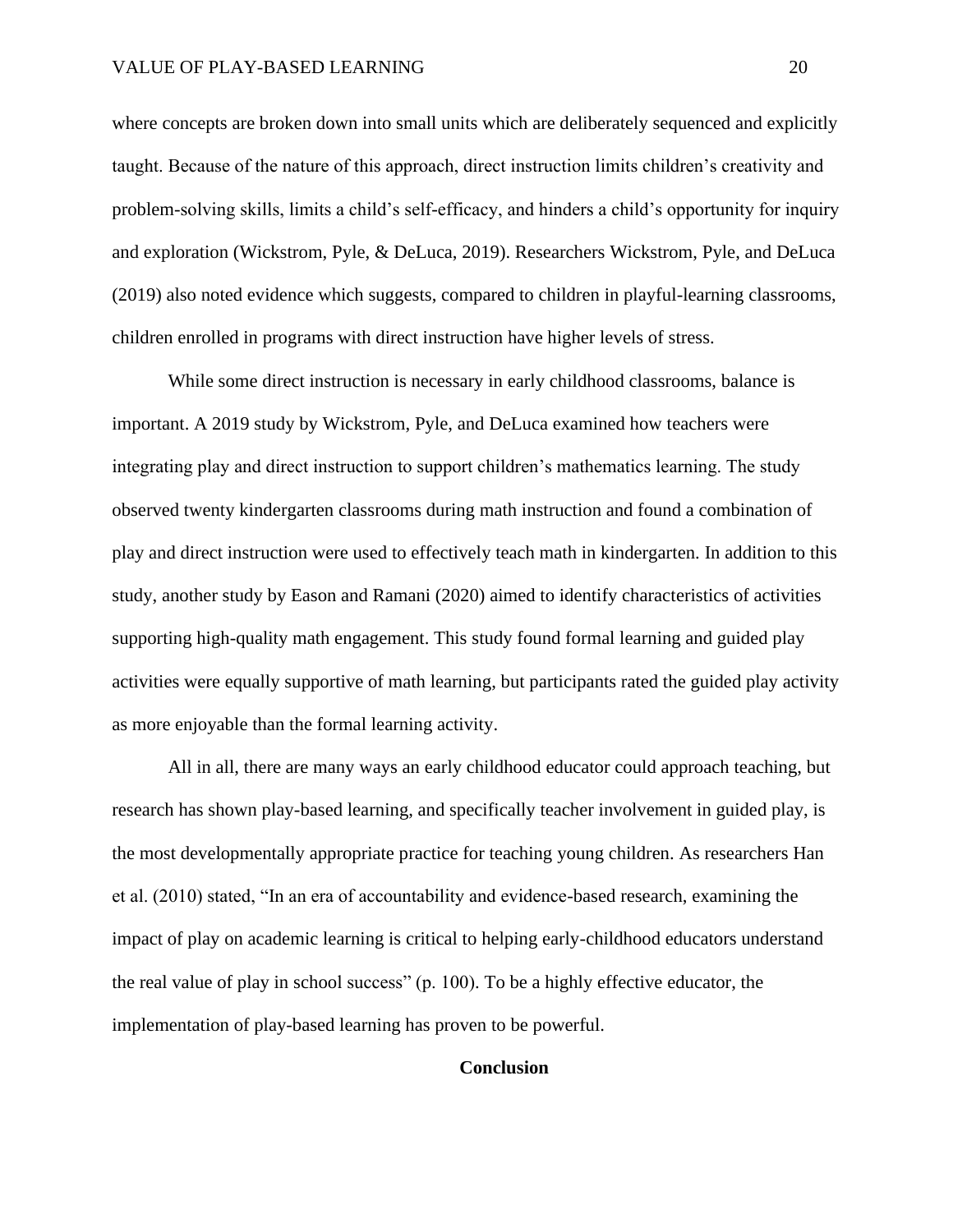where concepts are broken down into small units which are deliberately sequenced and explicitly taught. Because of the nature of this approach, direct instruction limits children's creativity and problem-solving skills, limits a child's self-efficacy, and hinders a child's opportunity for inquiry and exploration (Wickstrom, Pyle, & DeLuca, 2019). Researchers Wickstrom, Pyle, and DeLuca (2019) also noted evidence which suggests, compared to children in playful-learning classrooms, children enrolled in programs with direct instruction have higher levels of stress.

While some direct instruction is necessary in early childhood classrooms, balance is important. A 2019 study by Wickstrom, Pyle, and DeLuca examined how teachers were integrating play and direct instruction to support children's mathematics learning. The study observed twenty kindergarten classrooms during math instruction and found a combination of play and direct instruction were used to effectively teach math in kindergarten. In addition to this study, another study by Eason and Ramani (2020) aimed to identify characteristics of activities supporting high-quality math engagement. This study found formal learning and guided play activities were equally supportive of math learning, but participants rated the guided play activity as more enjoyable than the formal learning activity.

All in all, there are many ways an early childhood educator could approach teaching, but research has shown play-based learning, and specifically teacher involvement in guided play, is the most developmentally appropriate practice for teaching young children. As researchers Han et al. (2010) stated, "In an era of accountability and evidence-based research, examining the impact of play on academic learning is critical to helping early-childhood educators understand the real value of play in school success" (p. 100). To be a highly effective educator, the implementation of play-based learning has proven to be powerful.

## Conclusion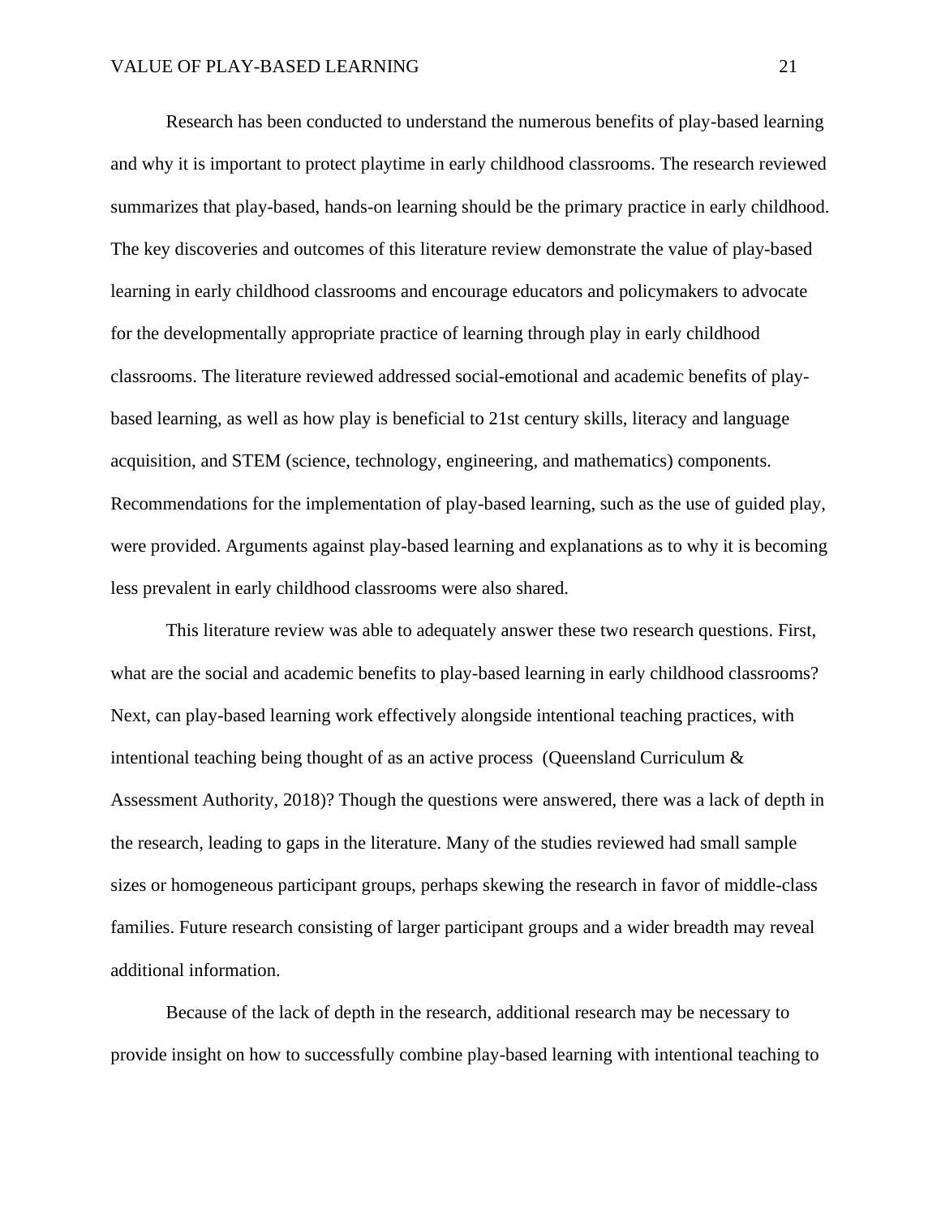Research has been conducted to understand the numerous benefits of play-based learning and why it is important to protect playtime in early childhood classrooms. The research reviewed summarizes that play-based, hands-on learning should be the primary practice in early childhood. The key discoveries and outcomes of this literature review demonstrate the value of play-based learning in early childhood classrooms and encourage educators and policymakers to advocate for the developmentally appropriate practice of learning through play in early childhood classrooms. The literature reviewed addressed social-emotional and academic benefits of play-based learning, as well as how play is beneficial to 21st century skills, literacy and language acquisition, and STEM (science, technology, engineering, and mathematics) components. Recommendations for the implementation of play-based learning, such as the use of guided play, were provided. Arguments against play-based learning and explanations as to why it is becoming less prevalent in early childhood classrooms were also shared.

This literature review was able to adequately answer these two research questions. First, what are the social and academic benefits to play-based learning in early childhood classrooms? Next, can play-based learning work effectively alongside intentional teaching practices, with intentional teaching being thought of as an active process (Queensland Curriculum & Assessment Authority, 2018)? Though the questions were answered, there was a lack of depth in the research, leading to gaps in the literature. Many of the studies reviewed had small sample sizes or homogeneous participant groups, perhaps skewing the research in favor of middle-class families. Future research consisting of larger participant groups and a wider breadth may reveal additional information.

Because of the lack of depth in the research, additional research may be necessary to provide insight on how to successfully combine play-based learning with intentional teaching to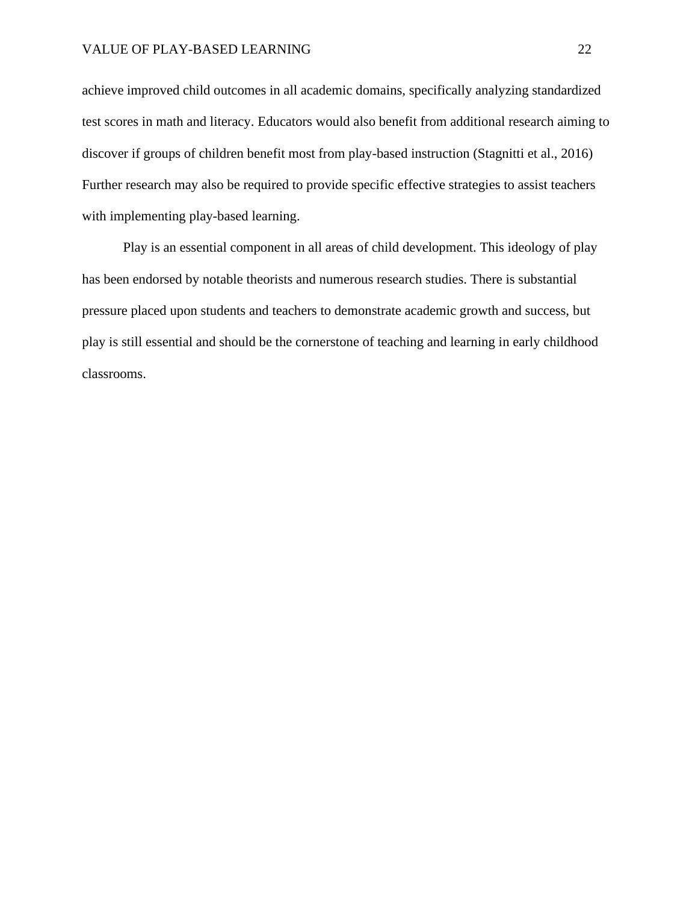achieve improved child outcomes in all academic domains, specifically analyzing standardized test scores in math and literacy. Educators would also benefit from additional research aiming to discover if groups of children benefit most from play-based instruction (Stagnitti et al., 2016) Further research may also be required to provide specific effective strategies to assist teachers with implementing play-based learning.

Play is an essential component in all areas of child development. This ideology of play has been endorsed by notable theorists and numerous research studies. There is substantial pressure placed upon students and teachers to demonstrate academic growth and success, but play is still essential and should be the cornerstone of teaching and learning in early childhood classrooms.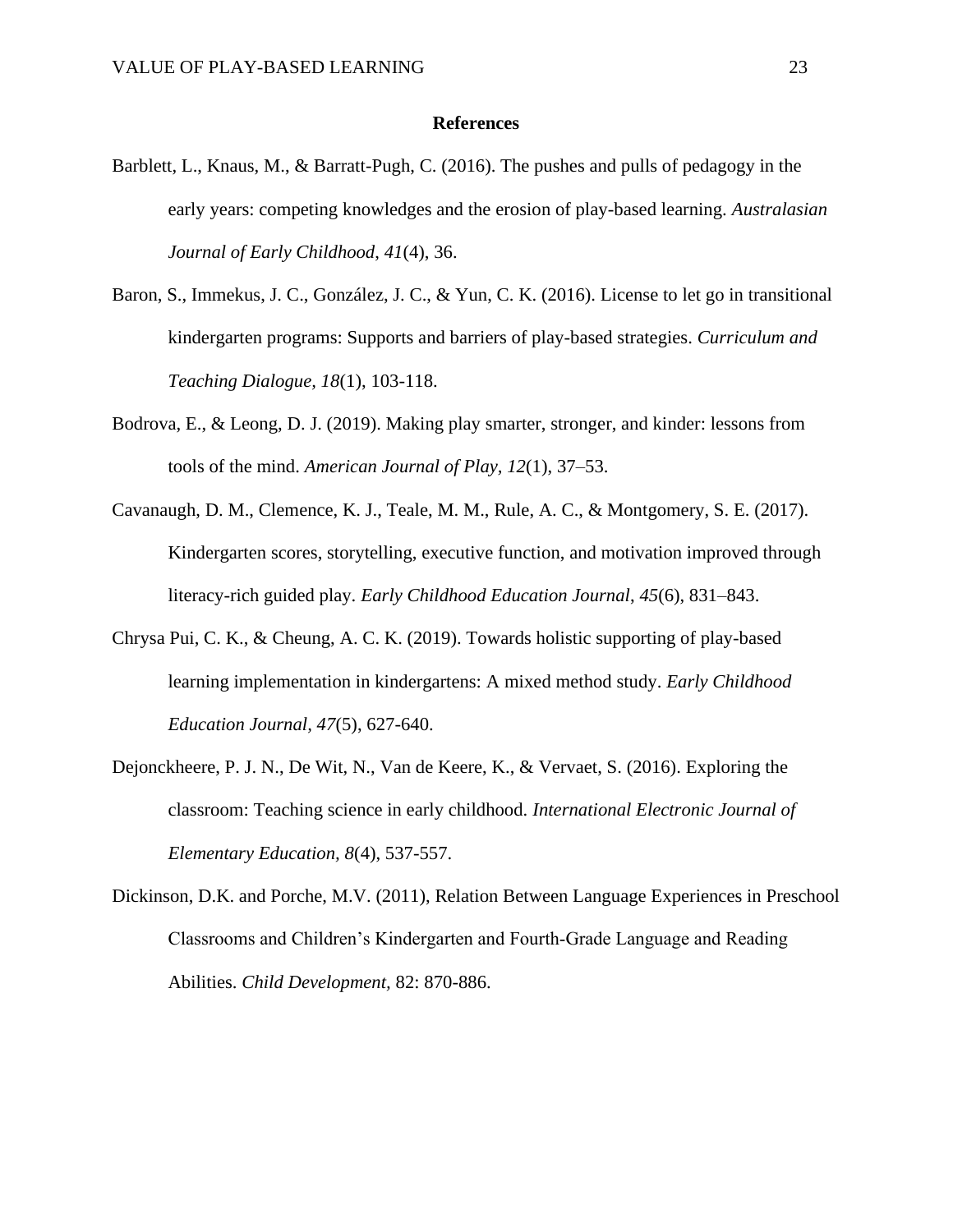# References

Barblett, L., Knaus, M., & Barratt-Pugh, C. (2016). The pushes and pulls of pedagogy in the early years: competing knowledges and the erosion of play-based learning. *Australasian Journal of Early Childhood*, *41*(4), 36.

Baron, S., Immekus, J. C., González, J. C., & Yun, C. K. (2016). License to let go in transitional kindergarten programs: Supports and barriers of play-based strategies. *Curriculum and Teaching Dialogue, 18*(1), 103-118.

Bodrova, E., & Leong, D. J. (2019). Making play smarter, stronger, and kinder: lessons from tools of the mind. *American Journal of Play, 12*(1), 37–53.

Cavanaugh, D. M., Clemence, K. J., Teale, M. M., Rule, A. C., & Montgomery, S. E. (2017). Kindergarten scores, storytelling, executive function, and motivation improved through literacy-rich guided play. *Early Childhood Education Journal*, *45*(6), 831–843.

Chrysa Pui, C. K., & Cheung, A. C. K. (2019). Towards holistic supporting of play-based learning implementation in kindergartens: A mixed method study. *Early Childhood Education Journal*, *47*(5), 627-640.

Dejonckheere, P. J. N., De Wit, N., Van de Keere, K., & Vervaet, S. (2016). Exploring the classroom: Teaching science in early childhood. *International Electronic Journal of Elementary Education, 8*(4), 537-557.

Dickinson, D.K. and Porche, M.V. (2011), Relation Between Language Experiences in Preschool Classrooms and Children's Kindergarten and Fourth-Grade Language and Reading Abilities. *Child Development*, 82: 870-886.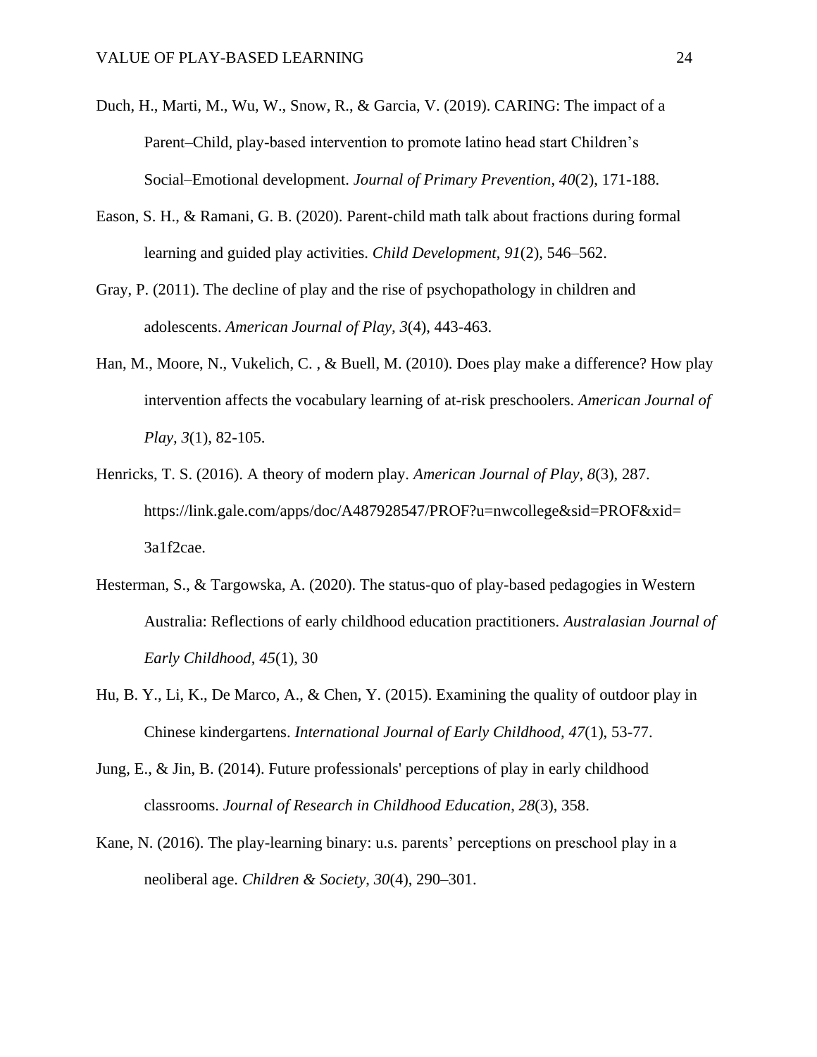Duch, H., Marti, M., Wu, W., Snow, R., & Garcia, V. (2019). CARING: The impact of a Parent–Child, play-based intervention to promote latino head start Children's Social–Emotional development. *Journal of Primary Prevention*, *40*(2), 171-188.

Eason, S. H., & Ramani, G. B. (2020). Parent-child math talk about fractions during formal learning and guided play activities. *Child Development*, *91*(2), 546–562.

Gray, P. (2011). The decline of play and the rise of psychopathology in children and adolescents. *American Journal of Play, 3*(4), 443-463.

Han, M., Moore, N., Vukelich, C. , & Buell, M. (2010). Does play make a difference? How play intervention affects the vocabulary learning of at-risk preschoolers. *American Journal of Play, 3*(1), 82-105.

Henricks, T. S. (2016). A theory of modern play. *American Journal of Play*, *8*(3), 287. https://link.gale.com/apps/doc/A487928547/PROF?u=nwcollege&sid=PROF&xid=3a1f2cae.

Hesterman, S., & Targowska, A. (2020). The status-quo of play-based pedagogies in Western Australia: Reflections of early childhood education practitioners. *Australasian Journal of Early Childhood*, *45*(1), 30

Hu, B. Y., Li, K., De Marco, A., & Chen, Y. (2015). Examining the quality of outdoor play in Chinese kindergartens. *International Journal of Early Childhood, 47*(1), 53-77.

Jung, E., & Jin, B. (2014). Future professionals' perceptions of play in early childhood classrooms. *Journal of Research in Childhood Education*, *28*(3), 358.

Kane, N. (2016). The play-learning binary: u.s. parents' perceptions on preschool play in a neoliberal age. *Children & Society*, *30*(4), 290–301.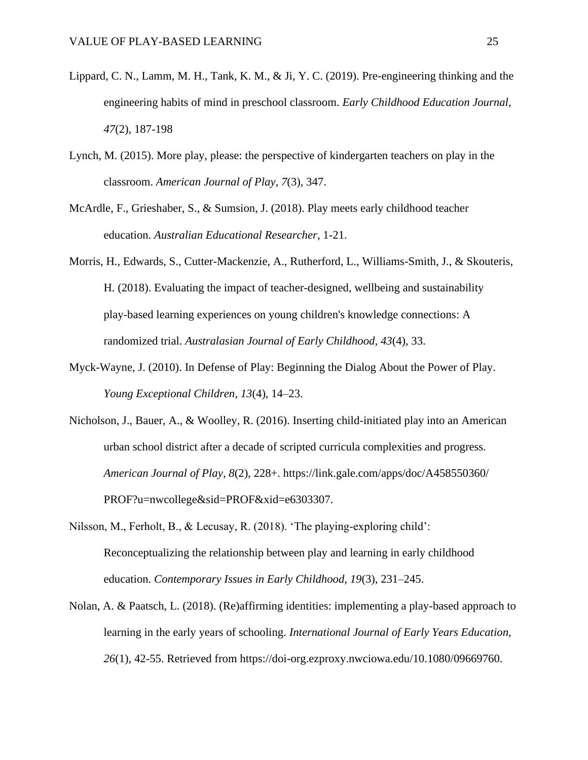Lippard, C. N., Lamm, M. H., Tank, K. M., & Ji, Y. C. (2019). Pre-engineering thinking and the engineering habits of mind in preschool classroom. *Early Childhood Education Journal, 47*(2), 187-198

Lynch, M. (2015). More play, please: the perspective of kindergarten teachers on play in the classroom. *American Journal of Play*, *7*(3), 347.

McArdle, F., Grieshaber, S., & Sumsion, J. (2018). Play meets early childhood teacher education. *Australian Educational Researcher*, 1-21.

Morris, H., Edwards, S., Cutter-Mackenzie, A., Rutherford, L., Williams-Smith, J., & Skouteris, H. (2018). Evaluating the impact of teacher-designed, wellbeing and sustainability play-based learning experiences on young children's knowledge connections: A randomized trial. *Australasian Journal of Early Childhood*, *43*(4), 33.

Myck-Wayne, J. (2010). In Defense of Play: Beginning the Dialog About the Power of Play. *Young Exceptional Children*, *13*(4), 14–23.

Nicholson, J., Bauer, A., & Woolley, R. (2016). Inserting child-initiated play into an American urban school district after a decade of scripted curricula complexities and progress. *American Journal of Play*, *8*(2), 228+. https://link.gale.com/apps/doc/A458550360/PROF?u=nwcollege&sid=PROF&xid=e6303307.

Nilsson, M., Ferholt, B., & Lecusay, R. (2018). 'The playing-exploring child': Reconceptualizing the relationship between play and learning in early childhood education. *Contemporary Issues in Early Childhood*, *19*(3), 231–245.

Nolan, A. & Paatsch, L. (2018). (Re)affirming identities: implementing a play-based approach to learning in the early years of schooling. *International Journal of Early Years Education, 26*(1), 42-55. Retrieved from https://doi-org.ezproxy.nwciowa.edu/10.1080/09669760.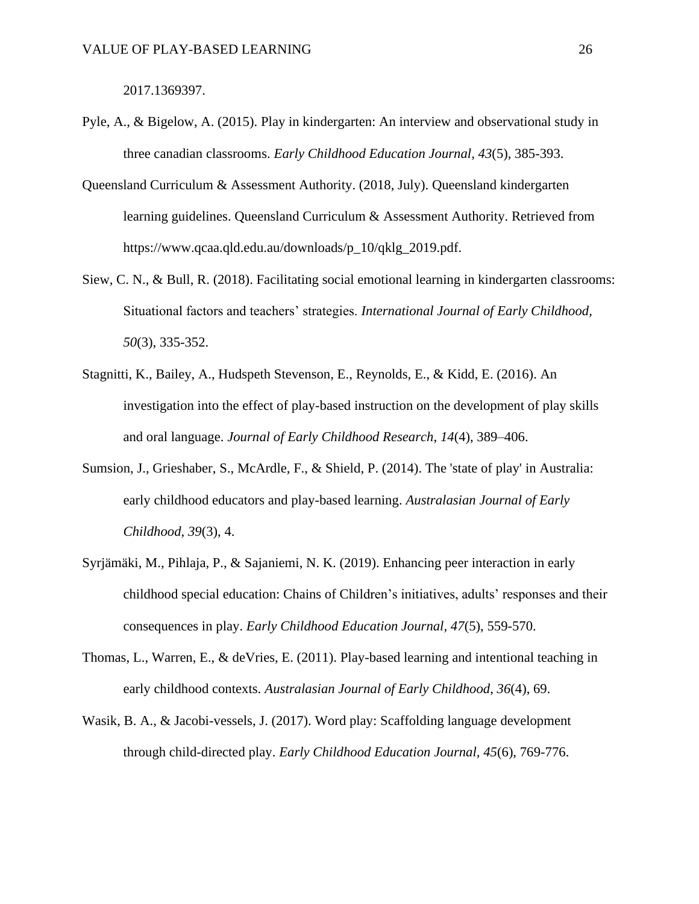2017.1369397.

Pyle, A., & Bigelow, A. (2015). Play in kindergarten: An interview and observational study in three canadian classrooms. *Early Childhood Education Journal, 43*(5), 385-393.

Queensland Curriculum & Assessment Authority. (2018, July). Queensland kindergarten learning guidelines. Queensland Curriculum & Assessment Authority. Retrieved from https://www.qcaa.qld.edu.au/downloads/p_10/qklg_2019.pdf.

Siew, C. N., & Bull, R. (2018). Facilitating social emotional learning in kindergarten classrooms: Situational factors and teachers' strategies. *International Journal of Early Childhood, 50*(3), 335-352.

Stagnitti, K., Bailey, A., Hudspeth Stevenson, E., Reynolds, E., & Kidd, E. (2016). An investigation into the effect of play-based instruction on the development of play skills and oral language. *Journal of Early Childhood Research*, *14*(4), 389–406.

Sumsion, J., Grieshaber, S., McArdle, F., & Shield, P. (2014). The 'state of play' in Australia: early childhood educators and play-based learning. *Australasian Journal of Early Childhood*, *39*(3), 4.

Syrjämäki, M., Pihlaja, P., & Sajaniemi, N. K. (2019). Enhancing peer interaction in early childhood special education: Chains of Children's initiatives, adults' responses and their consequences in play. *Early Childhood Education Journal, 47*(5), 559-570.

Thomas, L., Warren, E., & deVries, E. (2011). Play-based learning and intentional teaching in early childhood contexts. *Australasian Journal of Early Childhood*, *36*(4), 69.

Wasik, B. A., & Jacobi-vessels, J. (2017). Word play: Scaffolding language development through child-directed play. *Early Childhood Education Journal, 45*(6), 769-776.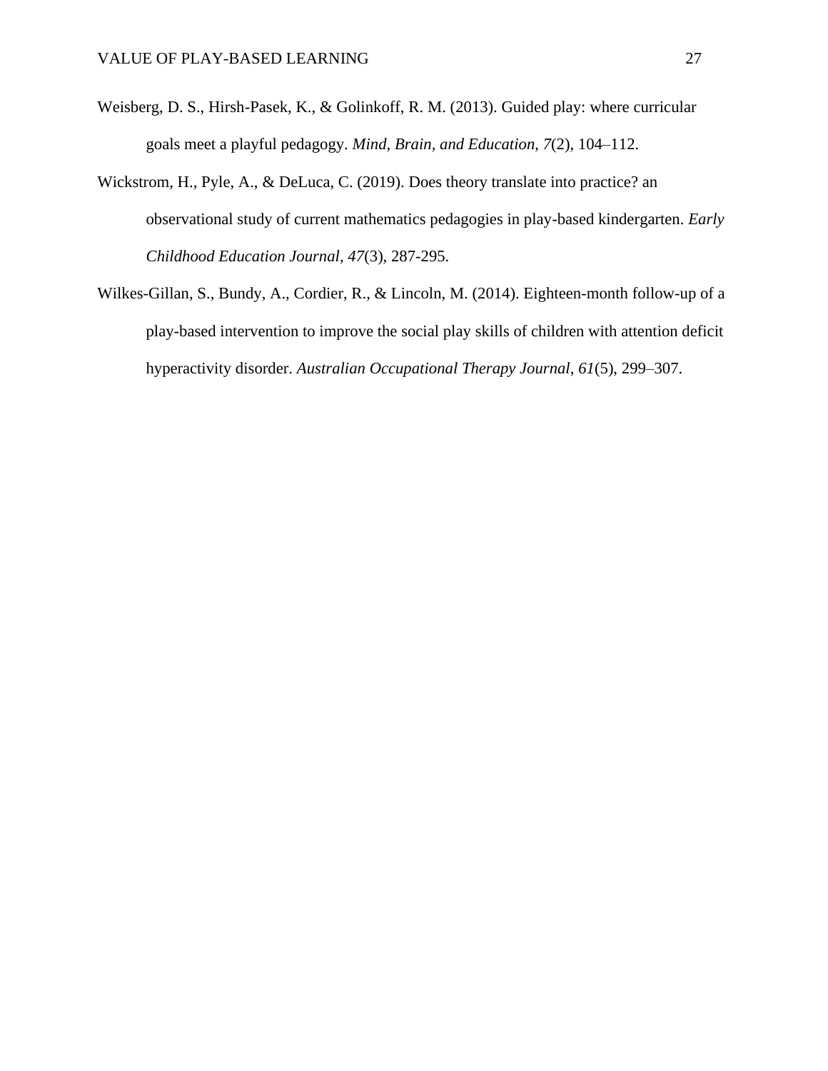Weisberg, D. S., Hirsh-Pasek, K., & Golinkoff, R. M. (2013). Guided play: where curricular goals meet a playful pedagogy. *Mind, Brain, and Education*, *7*(2), 104–112.

Wickstrom, H., Pyle, A., & DeLuca, C. (2019). Does theory translate into practice? an observational study of current mathematics pedagogies in play-based kindergarten. *Early Childhood Education Journal*, *47*(3), 287-295.

Wilkes-Gillan, S., Bundy, A., Cordier, R., & Lincoln, M. (2014). Eighteen-month follow-up of a play-based intervention to improve the social play skills of children with attention deficit hyperactivity disorder. *Australian Occupational Therapy Journal*, *61*(5), 299–307.